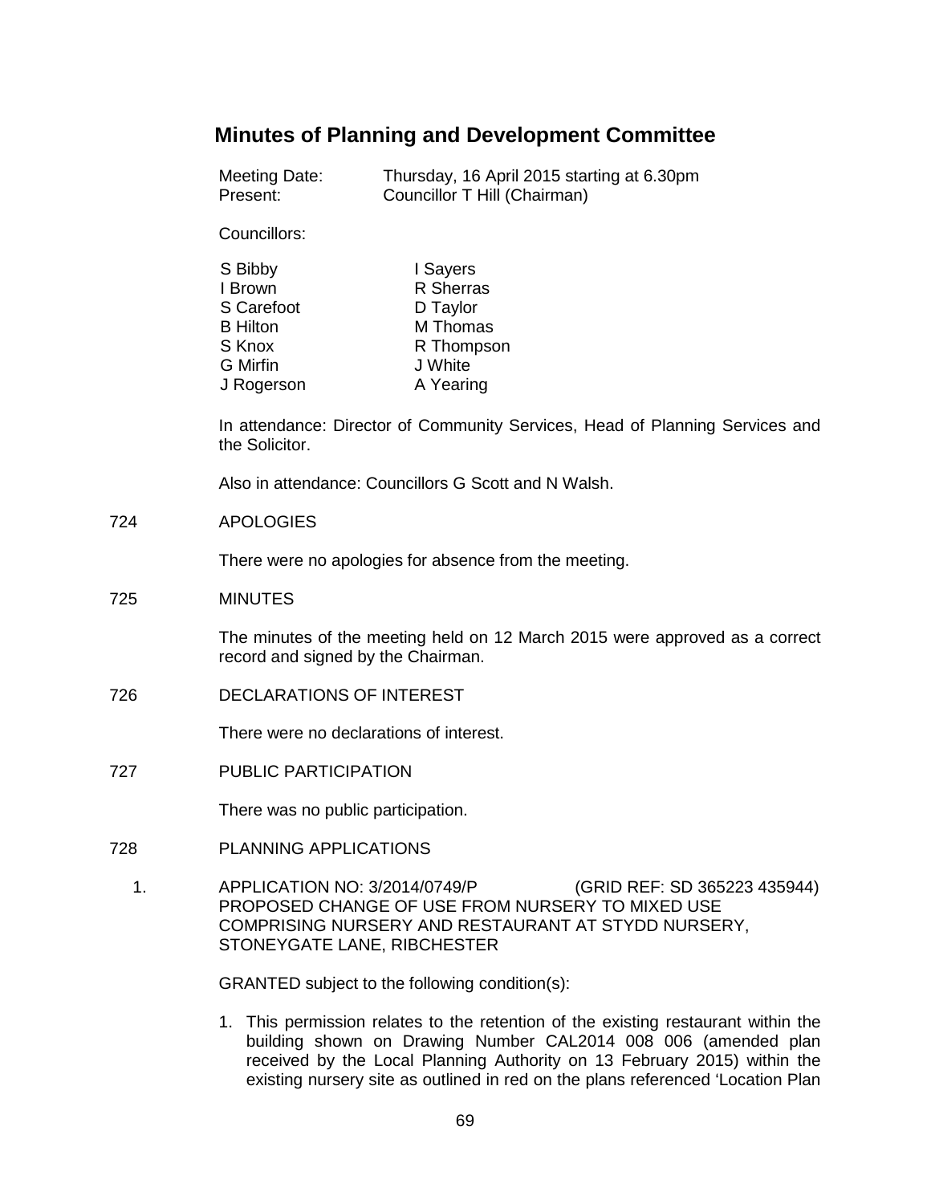# Minutes of Planning and Development Committee

Meeting Date: Thursday, 16 April 2015 starting at 6.30pm
Present: Councillor T Hill (Chairman)

Councillors:

| | |
|---|---|
| S Bibby | I Sayers |
| I Brown | R Sherras |
| S Carefoot | D Taylor |
| B Hilton | M Thomas |
| S Knox | R Thompson |
| G Mirfin | J White |
| J Rogerson | A Yearing |

In attendance: Director of Community Services, Head of Planning Services and the Solicitor.

Also in attendance: Councillors G Scott and N Walsh.

724 APOLOGIES

There were no apologies for absence from the meeting.

725 MINUTES

The minutes of the meeting held on 12 March 2015 were approved as a correct record and signed by the Chairman.

726 DECLARATIONS OF INTEREST

There were no declarations of interest.

727 PUBLIC PARTICIPATION

There was no public participation.

728 PLANNING APPLICATIONS

1. APPLICATION NO: 3/2014/0749/P (GRID REF: SD 365223 435944)
PROPOSED CHANGE OF USE FROM NURSERY TO MIXED USE COMPRISING NURSERY AND RESTAURANT AT STYDD NURSERY, STONEYGATE LANE, RIBCHESTER

GRANTED subject to the following condition(s):

1. This permission relates to the retention of the existing restaurant within the building shown on Drawing Number CAL2014 008 006 (amended plan received by the Local Planning Authority on 13 February 2015) within the existing nursery site as outlined in red on the plans referenced 'Location Plan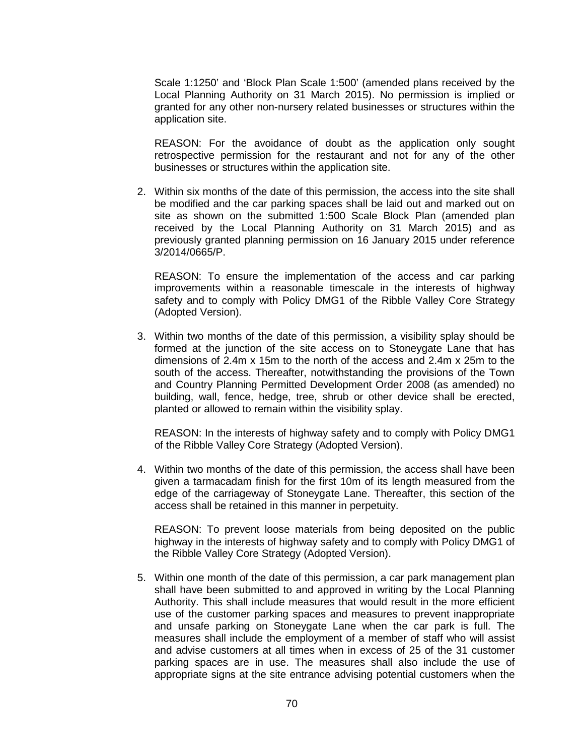Scale 1:1250' and 'Block Plan Scale 1:500' (amended plans received by the Local Planning Authority on 31 March 2015). No permission is implied or granted for any other non-nursery related businesses or structures within the application site.

REASON: For the avoidance of doubt as the application only sought retrospective permission for the restaurant and not for any of the other businesses or structures within the application site.

2. Within six months of the date of this permission, the access into the site shall be modified and the car parking spaces shall be laid out and marked out on site as shown on the submitted 1:500 Scale Block Plan (amended plan received by the Local Planning Authority on 31 March 2015) and as previously granted planning permission on 16 January 2015 under reference 3/2014/0665/P.

   REASON: To ensure the implementation of the access and car parking improvements within a reasonable timescale in the interests of highway safety and to comply with Policy DMG1 of the Ribble Valley Core Strategy (Adopted Version).

3. Within two months of the date of this permission, a visibility splay should be formed at the junction of the site access on to Stoneygate Lane that has dimensions of 2.4m x 15m to the north of the access and 2.4m x 25m to the south of the access. Thereafter, notwithstanding the provisions of the Town and Country Planning Permitted Development Order 2008 (as amended) no building, wall, fence, hedge, tree, shrub or other device shall be erected, planted or allowed to remain within the visibility splay.

   REASON: In the interests of highway safety and to comply with Policy DMG1 of the Ribble Valley Core Strategy (Adopted Version).

4. Within two months of the date of this permission, the access shall have been given a tarmacadam finish for the first 10m of its length measured from the edge of the carriageway of Stoneygate Lane. Thereafter, this section of the access shall be retained in this manner in perpetuity.

   REASON: To prevent loose materials from being deposited on the public highway in the interests of highway safety and to comply with Policy DMG1 of the Ribble Valley Core Strategy (Adopted Version).

5. Within one month of the date of this permission, a car park management plan shall have been submitted to and approved in writing by the Local Planning Authority. This shall include measures that would result in the more efficient use of the customer parking spaces and measures to prevent inappropriate and unsafe parking on Stoneygate Lane when the car park is full. The measures shall include the employment of a member of staff who will assist and advise customers at all times when in excess of 25 of the 31 customer parking spaces are in use. The measures shall also include the use of appropriate signs at the site entrance advising potential customers when the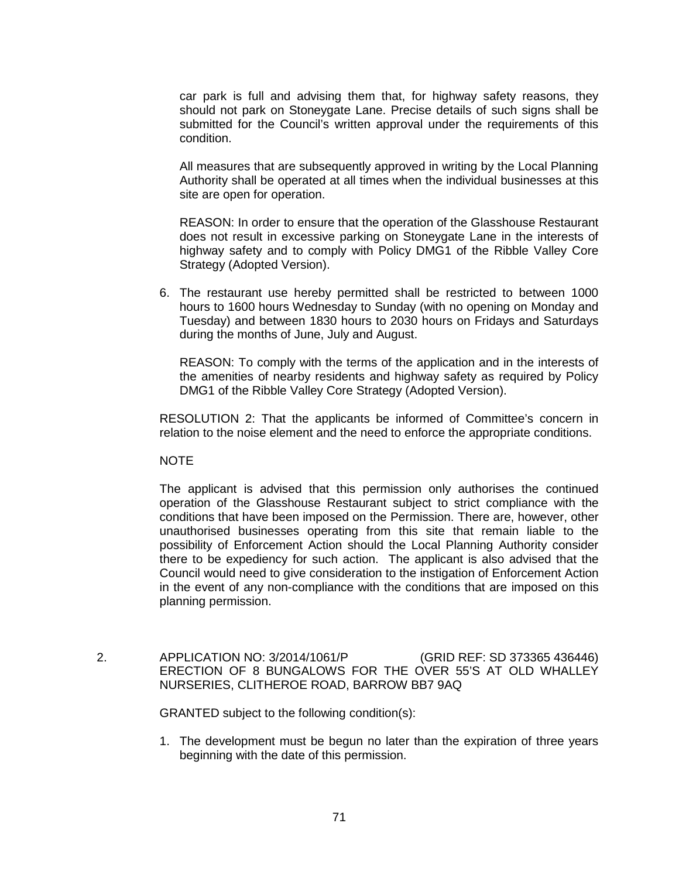car park is full and advising them that, for highway safety reasons, they should not park on Stoneygate Lane. Precise details of such signs shall be submitted for the Council's written approval under the requirements of this condition.

All measures that are subsequently approved in writing by the Local Planning Authority shall be operated at all times when the individual businesses at this site are open for operation.

REASON: In order to ensure that the operation of the Glasshouse Restaurant does not result in excessive parking on Stoneygate Lane in the interests of highway safety and to comply with Policy DMG1 of the Ribble Valley Core Strategy (Adopted Version).

6. The restaurant use hereby permitted shall be restricted to between 1000 hours to 1600 hours Wednesday to Sunday (with no opening on Monday and Tuesday) and between 1830 hours to 2030 hours on Fridays and Saturdays during the months of June, July and August.

   REASON: To comply with the terms of the application and in the interests of the amenities of nearby residents and highway safety as required by Policy DMG1 of the Ribble Valley Core Strategy (Adopted Version).

RESOLUTION 2: That the applicants be informed of Committee's concern in relation to the noise element and the need to enforce the appropriate conditions.

NOTE

The applicant is advised that this permission only authorises the continued operation of the Glasshouse Restaurant subject to strict compliance with the conditions that have been imposed on the Permission. There are, however, other unauthorised businesses operating from this site that remain liable to the possibility of Enforcement Action should the Local Planning Authority consider there to be expediency for such action. The applicant is also advised that the Council would need to give consideration to the instigation of Enforcement Action in the event of any non-compliance with the conditions that are imposed on this planning permission.

2. APPLICATION NO: 3/2014/1061/P (GRID REF: SD 373365 436446) ERECTION OF 8 BUNGALOWS FOR THE OVER 55'S AT OLD WHALLEY NURSERIES, CLITHEROE ROAD, BARROW BB7 9AQ

   GRANTED subject to the following condition(s):

   1. The development must be begun no later than the expiration of three years beginning with the date of this permission.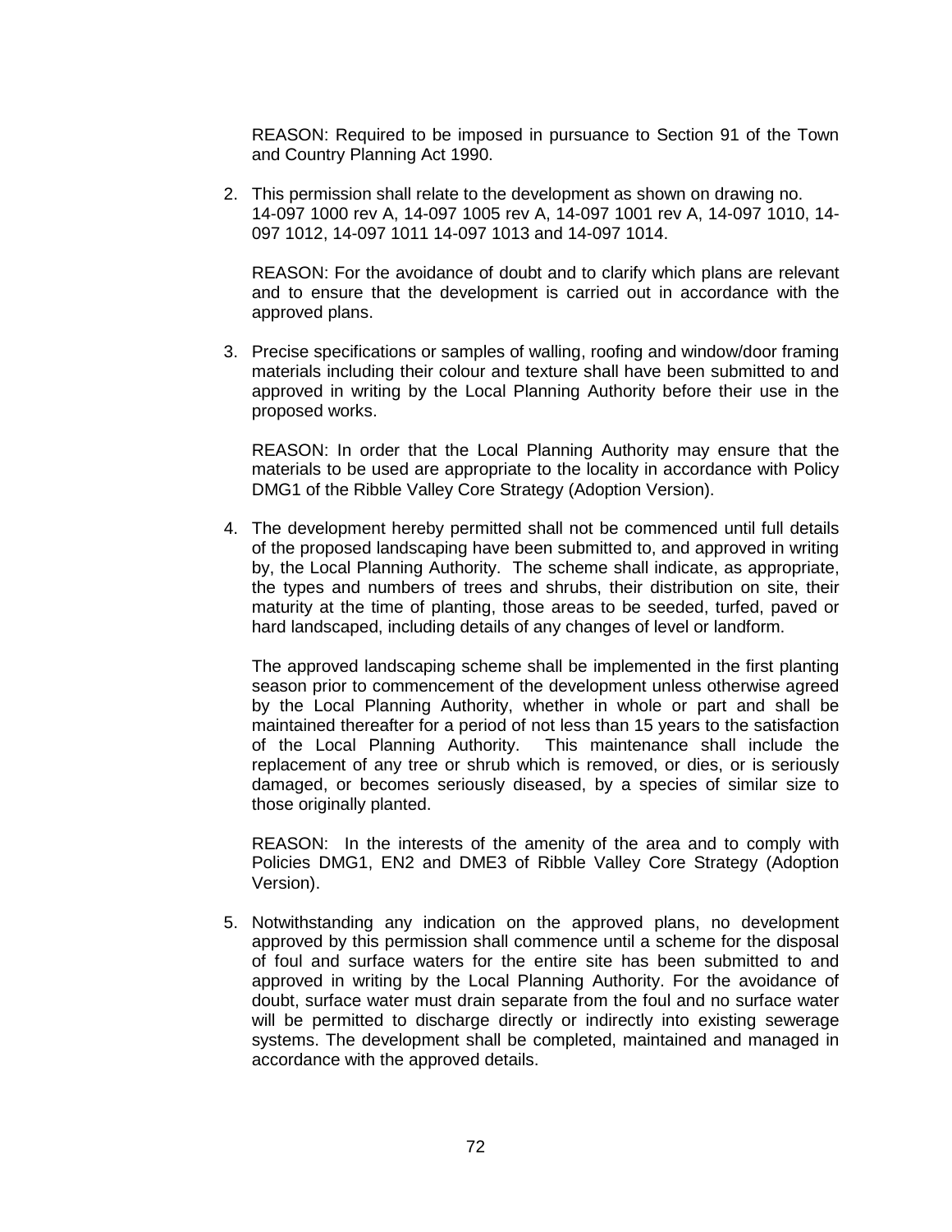REASON: Required to be imposed in pursuance to Section 91 of the Town and Country Planning Act 1990.

2. This permission shall relate to the development as shown on drawing no. 14-097 1000 rev A, 14-097 1005 rev A, 14-097 1001 rev A, 14-097 1010, 14-097 1012, 14-097 1011 14-097 1013 and 14-097 1014.

   REASON: For the avoidance of doubt and to clarify which plans are relevant and to ensure that the development is carried out in accordance with the approved plans.

3. Precise specifications or samples of walling, roofing and window/door framing materials including their colour and texture shall have been submitted to and approved in writing by the Local Planning Authority before their use in the proposed works.

   REASON: In order that the Local Planning Authority may ensure that the materials to be used are appropriate to the locality in accordance with Policy DMG1 of the Ribble Valley Core Strategy (Adoption Version).

4. The development hereby permitted shall not be commenced until full details of the proposed landscaping have been submitted to, and approved in writing by, the Local Planning Authority. The scheme shall indicate, as appropriate, the types and numbers of trees and shrubs, their distribution on site, their maturity at the time of planting, those areas to be seeded, turfed, paved or hard landscaped, including details of any changes of level or landform.

   The approved landscaping scheme shall be implemented in the first planting season prior to commencement of the development unless otherwise agreed by the Local Planning Authority, whether in whole or part and shall be maintained thereafter for a period of not less than 15 years to the satisfaction of the Local Planning Authority. This maintenance shall include the replacement of any tree or shrub which is removed, or dies, or is seriously damaged, or becomes seriously diseased, by a species of similar size to those originally planted.

   REASON: In the interests of the amenity of the area and to comply with Policies DMG1, EN2 and DME3 of Ribble Valley Core Strategy (Adoption Version).

5. Notwithstanding any indication on the approved plans, no development approved by this permission shall commence until a scheme for the disposal of foul and surface waters for the entire site has been submitted to and approved in writing by the Local Planning Authority. For the avoidance of doubt, surface water must drain separate from the foul and no surface water will be permitted to discharge directly or indirectly into existing sewerage systems. The development shall be completed, maintained and managed in accordance with the approved details.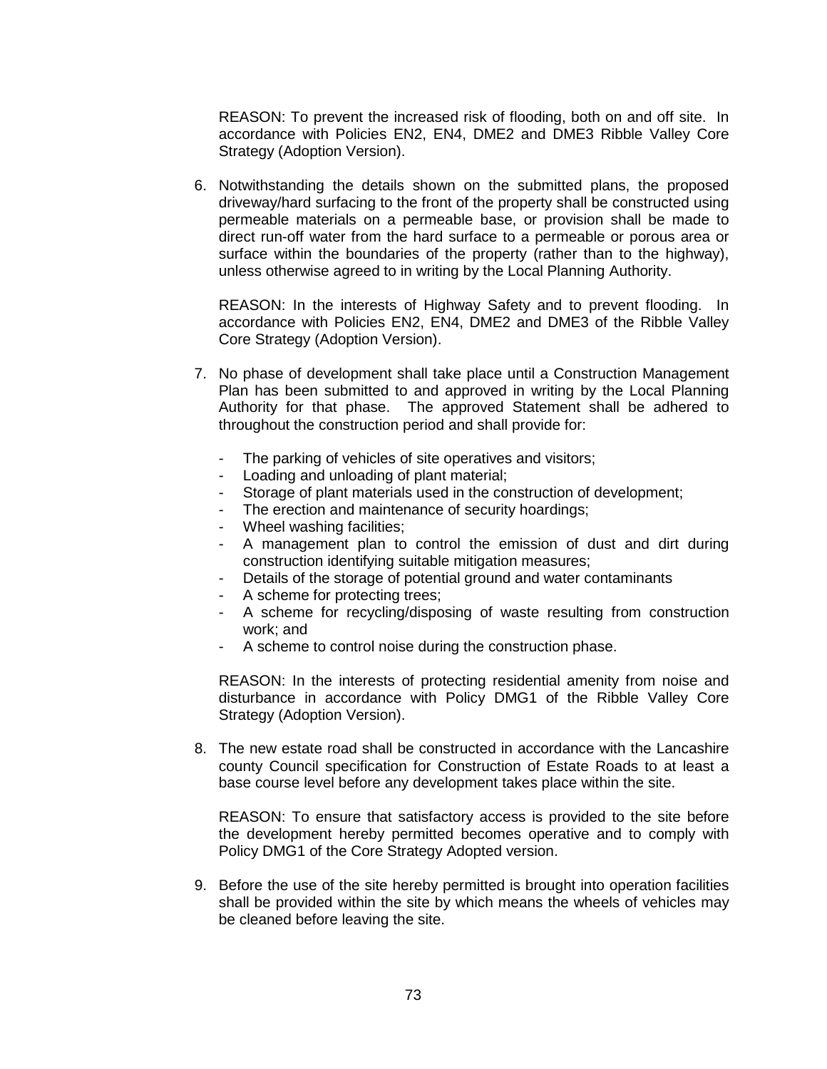REASON: To prevent the increased risk of flooding, both on and off site. In accordance with Policies EN2, EN4, DME2 and DME3 Ribble Valley Core Strategy (Adoption Version).

6. Notwithstanding the details shown on the submitted plans, the proposed driveway/hard surfacing to the front of the property shall be constructed using permeable materials on a permeable base, or provision shall be made to direct run-off water from the hard surface to a permeable or porous area or surface within the boundaries of the property (rather than to the highway), unless otherwise agreed to in writing by the Local Planning Authority.

   REASON: In the interests of Highway Safety and to prevent flooding. In accordance with Policies EN2, EN4, DME2 and DME3 of the Ribble Valley Core Strategy (Adoption Version).

7. No phase of development shall take place until a Construction Management Plan has been submitted to and approved in writing by the Local Planning Authority for that phase. The approved Statement shall be adhered to throughout the construction period and shall provide for:

   - The parking of vehicles of site operatives and visitors;
   - Loading and unloading of plant material;
   - Storage of plant materials used in the construction of development;
   - The erection and maintenance of security hoardings;
   - Wheel washing facilities;
   - A management plan to control the emission of dust and dirt during construction identifying suitable mitigation measures;
   - Details of the storage of potential ground and water contaminants
   - A scheme for protecting trees;
   - A scheme for recycling/disposing of waste resulting from construction work; and
   - A scheme to control noise during the construction phase.

   REASON: In the interests of protecting residential amenity from noise and disturbance in accordance with Policy DMG1 of the Ribble Valley Core Strategy (Adoption Version).

8. The new estate road shall be constructed in accordance with the Lancashire county Council specification for Construction of Estate Roads to at least a base course level before any development takes place within the site.

   REASON: To ensure that satisfactory access is provided to the site before the development hereby permitted becomes operative and to comply with Policy DMG1 of the Core Strategy Adopted version.

9. Before the use of the site hereby permitted is brought into operation facilities shall be provided within the site by which means the wheels of vehicles may be cleaned before leaving the site.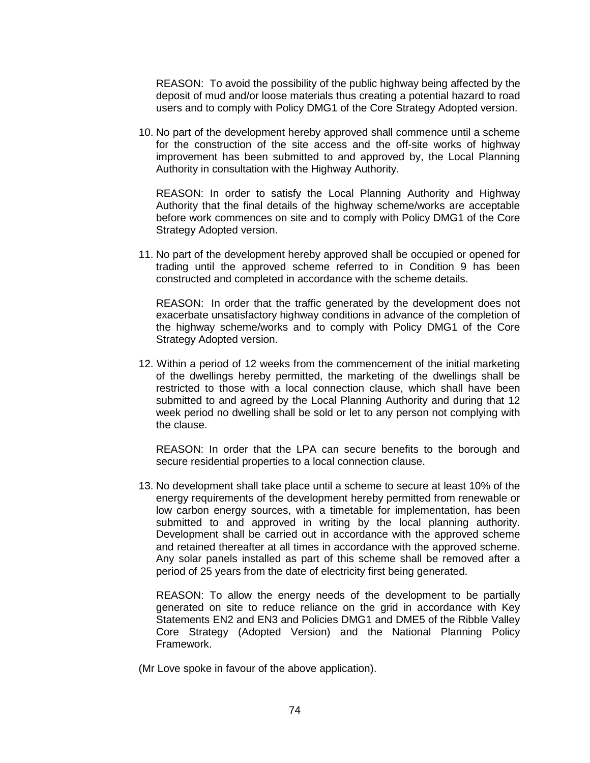REASON: To avoid the possibility of the public highway being affected by the deposit of mud and/or loose materials thus creating a potential hazard to road users and to comply with Policy DMG1 of the Core Strategy Adopted version.

10. No part of the development hereby approved shall commence until a scheme for the construction of the site access and the off-site works of highway improvement has been submitted to and approved by, the Local Planning Authority in consultation with the Highway Authority.

    REASON: In order to satisfy the Local Planning Authority and Highway Authority that the final details of the highway scheme/works are acceptable before work commences on site and to comply with Policy DMG1 of the Core Strategy Adopted version.

11. No part of the development hereby approved shall be occupied or opened for trading until the approved scheme referred to in Condition 9 has been constructed and completed in accordance with the scheme details.

    REASON: In order that the traffic generated by the development does not exacerbate unsatisfactory highway conditions in advance of the completion of the highway scheme/works and to comply with Policy DMG1 of the Core Strategy Adopted version.

12. Within a period of 12 weeks from the commencement of the initial marketing of the dwellings hereby permitted, the marketing of the dwellings shall be restricted to those with a local connection clause, which shall have been submitted to and agreed by the Local Planning Authority and during that 12 week period no dwelling shall be sold or let to any person not complying with the clause.

    REASON: In order that the LPA can secure benefits to the borough and secure residential properties to a local connection clause.

13. No development shall take place until a scheme to secure at least 10% of the energy requirements of the development hereby permitted from renewable or low carbon energy sources, with a timetable for implementation, has been submitted to and approved in writing by the local planning authority. Development shall be carried out in accordance with the approved scheme and retained thereafter at all times in accordance with the approved scheme. Any solar panels installed as part of this scheme shall be removed after a period of 25 years from the date of electricity first being generated.

    REASON: To allow the energy needs of the development to be partially generated on site to reduce reliance on the grid in accordance with Key Statements EN2 and EN3 and Policies DMG1 and DME5 of the Ribble Valley Core Strategy (Adopted Version) and the National Planning Policy Framework.

(Mr Love spoke in favour of the above application).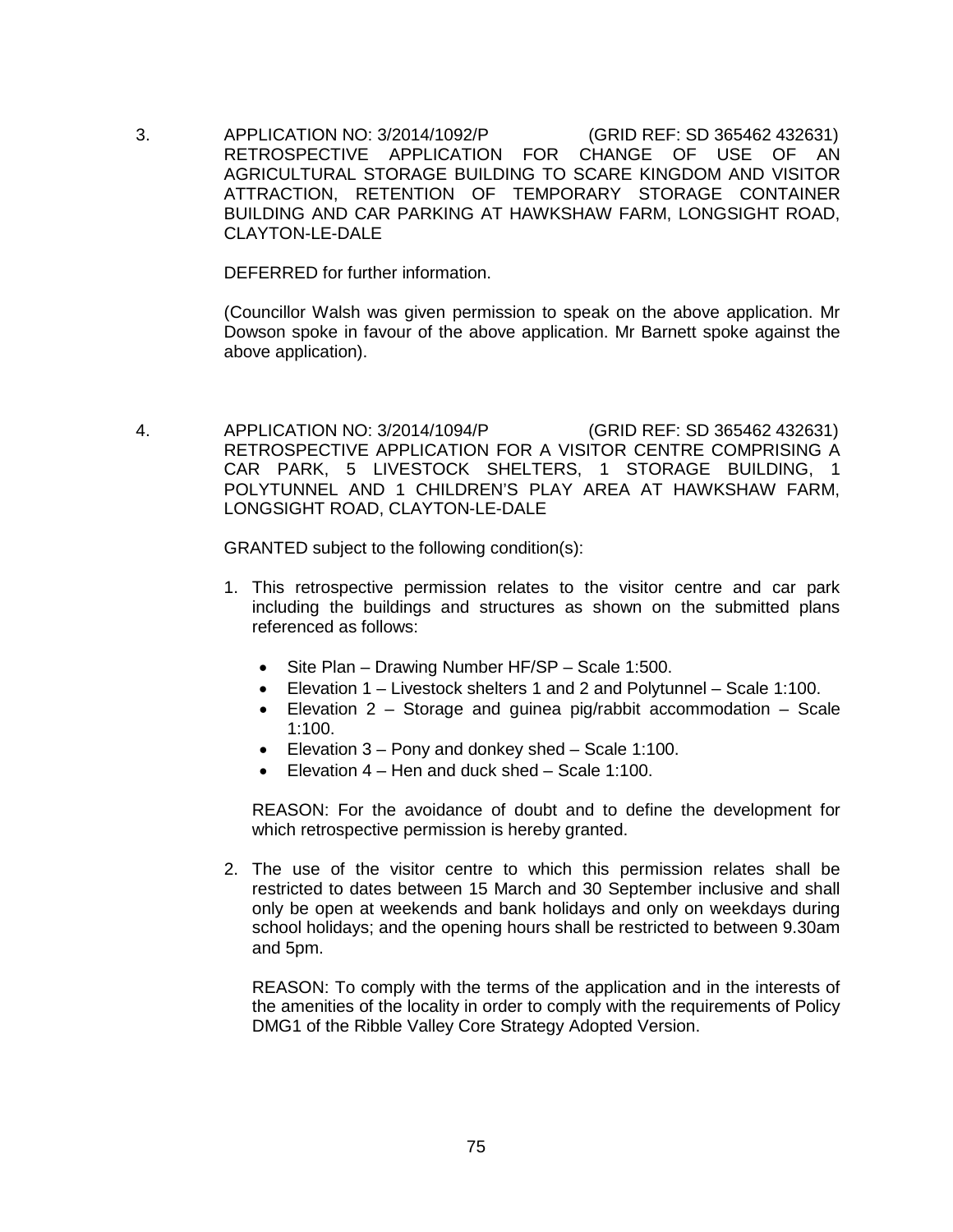3. APPLICATION NO: 3/2014/1092/P (GRID REF: SD 365462 432631)
RETROSPECTIVE APPLICATION FOR CHANGE OF USE OF AN AGRICULTURAL STORAGE BUILDING TO SCARE KINGDOM AND VISITOR ATTRACTION, RETENTION OF TEMPORARY STORAGE CONTAINER BUILDING AND CAR PARKING AT HAWKSHAW FARM, LONGSIGHT ROAD, CLAYTON-LE-DALE

DEFERRED for further information.

(Councillor Walsh was given permission to speak on the above application. Mr Dowson spoke in favour of the above application. Mr Barnett spoke against the above application).

4. APPLICATION NO: 3/2014/1094/P (GRID REF: SD 365462 432631)
RETROSPECTIVE APPLICATION FOR A VISITOR CENTRE COMPRISING A CAR PARK, 5 LIVESTOCK SHELTERS, 1 STORAGE BUILDING, 1 POLYTUNNEL AND 1 CHILDREN'S PLAY AREA AT HAWKSHAW FARM, LONGSIGHT ROAD, CLAYTON-LE-DALE

GRANTED subject to the following condition(s):

1. This retrospective permission relates to the visitor centre and car park including the buildings and structures as shown on the submitted plans referenced as follows:

   - Site Plan – Drawing Number HF/SP – Scale 1:500.
   - Elevation 1 – Livestock shelters 1 and 2 and Polytunnel – Scale 1:100.
   - Elevation 2 – Storage and guinea pig/rabbit accommodation – Scale 1:100.
   - Elevation 3 – Pony and donkey shed – Scale 1:100.
   - Elevation 4 – Hen and duck shed – Scale 1:100.

   REASON: For the avoidance of doubt and to define the development for which retrospective permission is hereby granted.

2. The use of the visitor centre to which this permission relates shall be restricted to dates between 15 March and 30 September inclusive and shall only be open at weekends and bank holidays and only on weekdays during school holidays; and the opening hours shall be restricted to between 9.30am and 5pm.

   REASON: To comply with the terms of the application and in the interests of the amenities of the locality in order to comply with the requirements of Policy DMG1 of the Ribble Valley Core Strategy Adopted Version.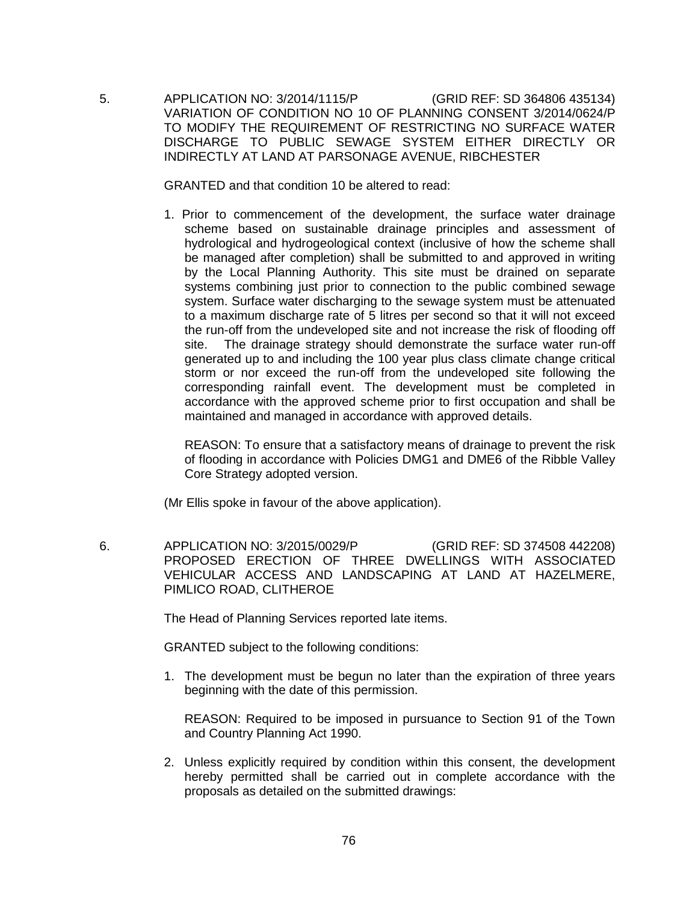5. APPLICATION NO: 3/2014/1115/P (GRID REF: SD 364806 435134)
VARIATION OF CONDITION NO 10 OF PLANNING CONSENT 3/2014/0624/P TO MODIFY THE REQUIREMENT OF RESTRICTING NO SURFACE WATER DISCHARGE TO PUBLIC SEWAGE SYSTEM EITHER DIRECTLY OR INDIRECTLY AT LAND AT PARSONAGE AVENUE, RIBCHESTER

GRANTED and that condition 10 be altered to read:

1. Prior to commencement of the development, the surface water drainage scheme based on sustainable drainage principles and assessment of hydrological and hydrogeological context (inclusive of how the scheme shall be managed after completion) shall be submitted to and approved in writing by the Local Planning Authority. This site must be drained on separate systems combining just prior to connection to the public combined sewage system. Surface water discharging to the sewage system must be attenuated to a maximum discharge rate of 5 litres per second so that it will not exceed the run-off from the undeveloped site and not increase the risk of flooding off site. The drainage strategy should demonstrate the surface water run-off generated up to and including the 100 year plus class climate change critical storm or nor exceed the run-off from the undeveloped site following the corresponding rainfall event. The development must be completed in accordance with the approved scheme prior to first occupation and shall be maintained and managed in accordance with approved details.

   REASON: To ensure that a satisfactory means of drainage to prevent the risk of flooding in accordance with Policies DMG1 and DME6 of the Ribble Valley Core Strategy adopted version.

(Mr Ellis spoke in favour of the above application).

6. APPLICATION NO: 3/2015/0029/P (GRID REF: SD 374508 442208)
PROPOSED ERECTION OF THREE DWELLINGS WITH ASSOCIATED VEHICULAR ACCESS AND LANDSCAPING AT LAND AT HAZELMERE, PIMLICO ROAD, CLITHEROE

The Head of Planning Services reported late items.

GRANTED subject to the following conditions:

1. The development must be begun no later than the expiration of three years beginning with the date of this permission.

   REASON: Required to be imposed in pursuance to Section 91 of the Town and Country Planning Act 1990.

2. Unless explicitly required by condition within this consent, the development hereby permitted shall be carried out in complete accordance with the proposals as detailed on the submitted drawings: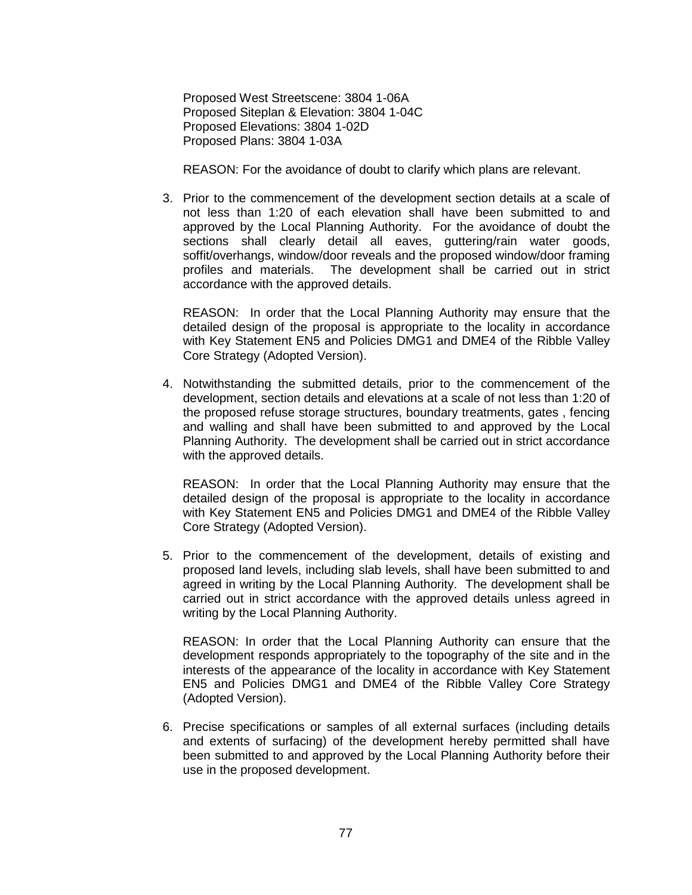Proposed West Streetscene: 3804 1-06A
Proposed Siteplan & Elevation: 3804 1-04C
Proposed Elevations: 3804 1-02D
Proposed Plans: 3804 1-03A

REASON: For the avoidance of doubt to clarify which plans are relevant.

3. Prior to the commencement of the development section details at a scale of not less than 1:20 of each elevation shall have been submitted to and approved by the Local Planning Authority. For the avoidance of doubt the sections shall clearly detail all eaves, guttering/rain water goods, soffit/overhangs, window/door reveals and the proposed window/door framing profiles and materials. The development shall be carried out in strict accordance with the approved details.

   REASON: In order that the Local Planning Authority may ensure that the detailed design of the proposal is appropriate to the locality in accordance with Key Statement EN5 and Policies DMG1 and DME4 of the Ribble Valley Core Strategy (Adopted Version).

4. Notwithstanding the submitted details, prior to the commencement of the development, section details and elevations at a scale of not less than 1:20 of the proposed refuse storage structures, boundary treatments, gates , fencing and walling and shall have been submitted to and approved by the Local Planning Authority. The development shall be carried out in strict accordance with the approved details.

   REASON: In order that the Local Planning Authority may ensure that the detailed design of the proposal is appropriate to the locality in accordance with Key Statement EN5 and Policies DMG1 and DME4 of the Ribble Valley Core Strategy (Adopted Version).

5. Prior to the commencement of the development, details of existing and proposed land levels, including slab levels, shall have been submitted to and agreed in writing by the Local Planning Authority. The development shall be carried out in strict accordance with the approved details unless agreed in writing by the Local Planning Authority.

   REASON: In order that the Local Planning Authority can ensure that the development responds appropriately to the topography of the site and in the interests of the appearance of the locality in accordance with Key Statement EN5 and Policies DMG1 and DME4 of the Ribble Valley Core Strategy (Adopted Version).

6. Precise specifications or samples of all external surfaces (including details and extents of surfacing) of the development hereby permitted shall have been submitted to and approved by the Local Planning Authority before their use in the proposed development.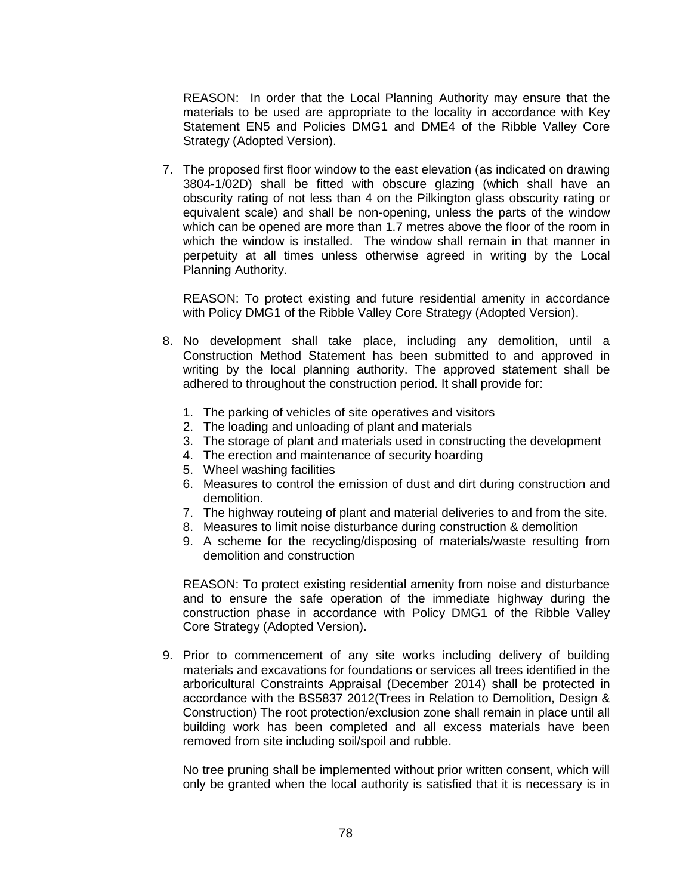REASON: In order that the Local Planning Authority may ensure that the materials to be used are appropriate to the locality in accordance with Key Statement EN5 and Policies DMG1 and DME4 of the Ribble Valley Core Strategy (Adopted Version).

7. The proposed first floor window to the east elevation (as indicated on drawing 3804-1/02D) shall be fitted with obscure glazing (which shall have an obscurity rating of not less than 4 on the Pilkington glass obscurity rating or equivalent scale) and shall be non-opening, unless the parts of the window which can be opened are more than 1.7 metres above the floor of the room in which the window is installed. The window shall remain in that manner in perpetuity at all times unless otherwise agreed in writing by the Local Planning Authority.

   REASON: To protect existing and future residential amenity in accordance with Policy DMG1 of the Ribble Valley Core Strategy (Adopted Version).

8. No development shall take place, including any demolition, until a Construction Method Statement has been submitted to and approved in writing by the local planning authority. The approved statement shall be adhered to throughout the construction period. It shall provide for:

   1. The parking of vehicles of site operatives and visitors
   2. The loading and unloading of plant and materials
   3. The storage of plant and materials used in constructing the development
   4. The erection and maintenance of security hoarding
   5. Wheel washing facilities
   6. Measures to control the emission of dust and dirt during construction and demolition.
   7. The highway routeing of plant and material deliveries to and from the site.
   8. Measures to limit noise disturbance during construction & demolition
   9. A scheme for the recycling/disposing of materials/waste resulting from demolition and construction

   REASON: To protect existing residential amenity from noise and disturbance and to ensure the safe operation of the immediate highway during the construction phase in accordance with Policy DMG1 of the Ribble Valley Core Strategy (Adopted Version).

9. Prior to commencement of any site works including delivery of building materials and excavations for foundations or services all trees identified in the arboricultural Constraints Appraisal (December 2014) shall be protected in accordance with the BS5837 2012(Trees in Relation to Demolition, Design & Construction) The root protection/exclusion zone shall remain in place until all building work has been completed and all excess materials have been removed from site including soil/spoil and rubble.

   No tree pruning shall be implemented without prior written consent, which will only be granted when the local authority is satisfied that it is necessary is in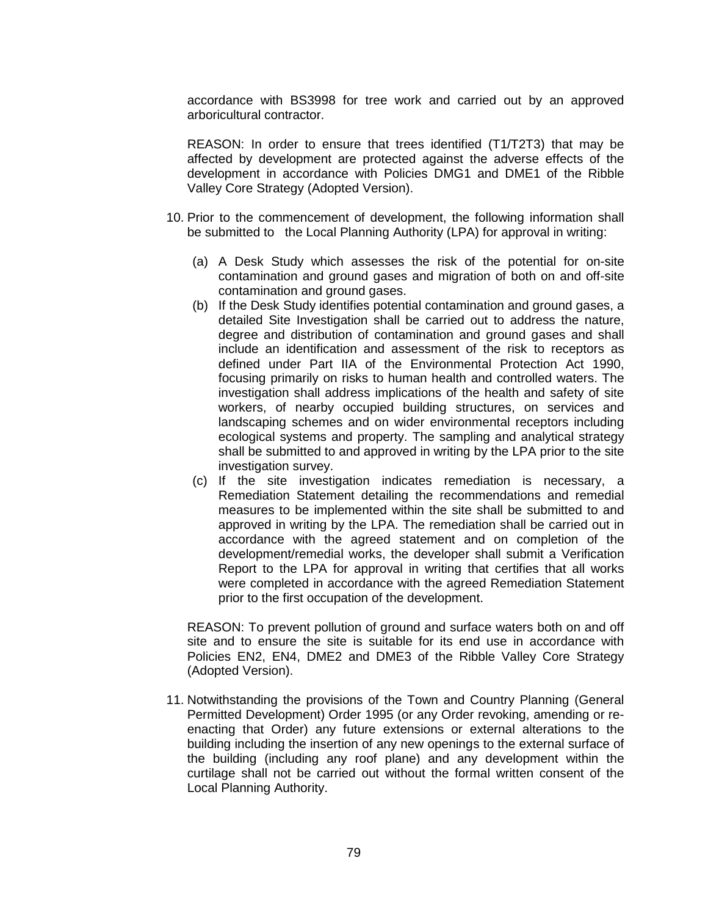accordance with BS3998 for tree work and carried out by an approved arboricultural contractor.

REASON: In order to ensure that trees identified (T1/T2T3) that may be affected by development are protected against the adverse effects of the development in accordance with Policies DMG1 and DME1 of the Ribble Valley Core Strategy (Adopted Version).

10. Prior to the commencement of development, the following information shall be submitted to the Local Planning Authority (LPA) for approval in writing:

    (a) A Desk Study which assesses the risk of the potential for on-site contamination and ground gases and migration of both on and off-site contamination and ground gases.
    (b) If the Desk Study identifies potential contamination and ground gases, a detailed Site Investigation shall be carried out to address the nature, degree and distribution of contamination and ground gases and shall include an identification and assessment of the risk to receptors as defined under Part IIA of the Environmental Protection Act 1990, focusing primarily on risks to human health and controlled waters. The investigation shall address implications of the health and safety of site workers, of nearby occupied building structures, on services and landscaping schemes and on wider environmental receptors including ecological systems and property. The sampling and analytical strategy shall be submitted to and approved in writing by the LPA prior to the site investigation survey.
    (c) If the site investigation indicates remediation is necessary, a Remediation Statement detailing the recommendations and remedial measures to be implemented within the site shall be submitted to and approved in writing by the LPA. The remediation shall be carried out in accordance with the agreed statement and on completion of the development/remedial works, the developer shall submit a Verification Report to the LPA for approval in writing that certifies that all works were completed in accordance with the agreed Remediation Statement prior to the first occupation of the development.

    REASON: To prevent pollution of ground and surface waters both on and off site and to ensure the site is suitable for its end use in accordance with Policies EN2, EN4, DME2 and DME3 of the Ribble Valley Core Strategy (Adopted Version).

11. Notwithstanding the provisions of the Town and Country Planning (General Permitted Development) Order 1995 (or any Order revoking, amending or re-enacting that Order) any future extensions or external alterations to the building including the insertion of any new openings to the external surface of the building (including any roof plane) and any development within the curtilage shall not be carried out without the formal written consent of the Local Planning Authority.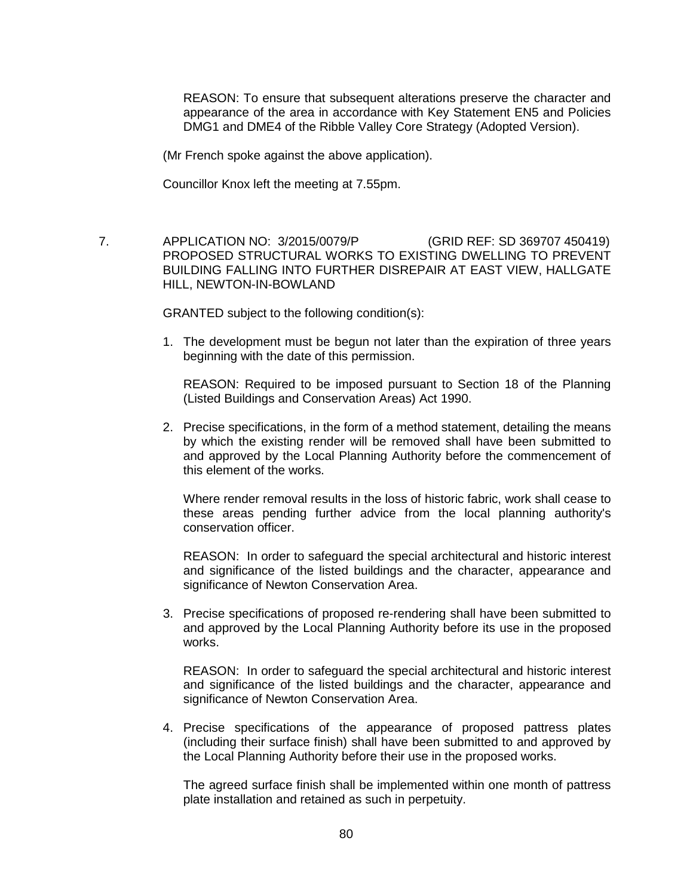REASON: To ensure that subsequent alterations preserve the character and appearance of the area in accordance with Key Statement EN5 and Policies DMG1 and DME4 of the Ribble Valley Core Strategy (Adopted Version).

(Mr French spoke against the above application).

Councillor Knox left the meeting at 7.55pm.

7. APPLICATION NO: 3/2015/0079/P (GRID REF: SD 369707 450419) PROPOSED STRUCTURAL WORKS TO EXISTING DWELLING TO PREVENT BUILDING FALLING INTO FURTHER DISREPAIR AT EAST VIEW, HALLGATE HILL, NEWTON-IN-BOWLAND

GRANTED subject to the following condition(s):

1. The development must be begun not later than the expiration of three years beginning with the date of this permission.

   REASON: Required to be imposed pursuant to Section 18 of the Planning (Listed Buildings and Conservation Areas) Act 1990.

2. Precise specifications, in the form of a method statement, detailing the means by which the existing render will be removed shall have been submitted to and approved by the Local Planning Authority before the commencement of this element of the works.

   Where render removal results in the loss of historic fabric, work shall cease to these areas pending further advice from the local planning authority's conservation officer.

   REASON: In order to safeguard the special architectural and historic interest and significance of the listed buildings and the character, appearance and significance of Newton Conservation Area.

3. Precise specifications of proposed re-rendering shall have been submitted to and approved by the Local Planning Authority before its use in the proposed works.

   REASON: In order to safeguard the special architectural and historic interest and significance of the listed buildings and the character, appearance and significance of Newton Conservation Area.

4. Precise specifications of the appearance of proposed pattress plates (including their surface finish) shall have been submitted to and approved by the Local Planning Authority before their use in the proposed works.

   The agreed surface finish shall be implemented within one month of pattress plate installation and retained as such in perpetuity.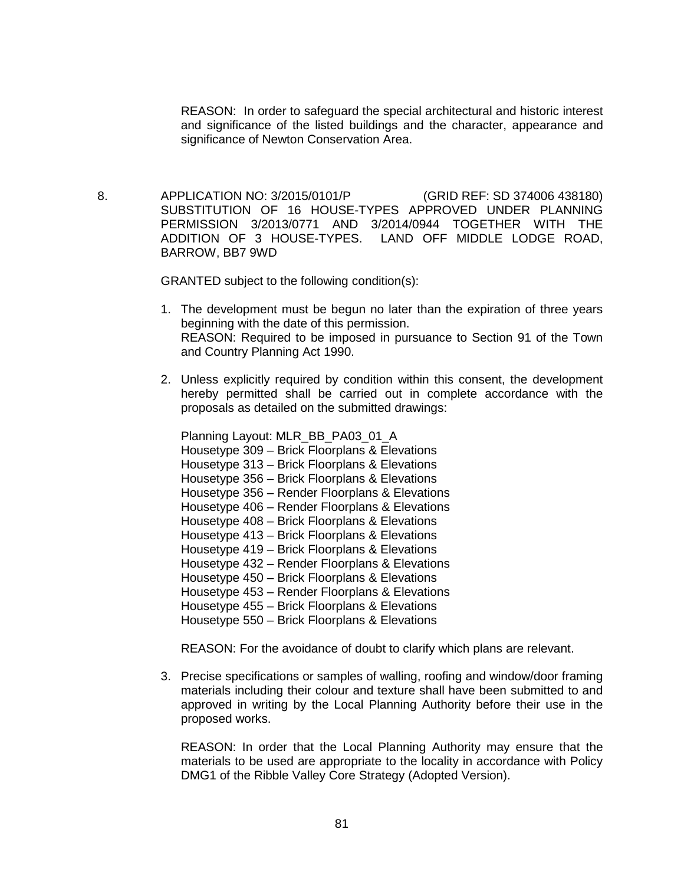REASON: In order to safeguard the special architectural and historic interest and significance of the listed buildings and the character, appearance and significance of Newton Conservation Area.

8. APPLICATION NO: 3/2015/0101/P (GRID REF: SD 374006 438180) SUBSTITUTION OF 16 HOUSE-TYPES APPROVED UNDER PLANNING PERMISSION 3/2013/0771 AND 3/2014/0944 TOGETHER WITH THE ADDITION OF 3 HOUSE-TYPES. LAND OFF MIDDLE LODGE ROAD, BARROW, BB7 9WD

GRANTED subject to the following condition(s):

1. The development must be begun no later than the expiration of three years beginning with the date of this permission.
   REASON: Required to be imposed in pursuance to Section 91 of the Town and Country Planning Act 1990.

2. Unless explicitly required by condition within this consent, the development hereby permitted shall be carried out in complete accordance with the proposals as detailed on the submitted drawings:

   Planning Layout: MLR_BB_PA03_01_A
   Housetype 309 – Brick Floorplans & Elevations
   Housetype 313 – Brick Floorplans & Elevations
   Housetype 356 – Brick Floorplans & Elevations
   Housetype 356 – Render Floorplans & Elevations
   Housetype 406 – Render Floorplans & Elevations
   Housetype 408 – Brick Floorplans & Elevations
   Housetype 413 – Brick Floorplans & Elevations
   Housetype 419 – Brick Floorplans & Elevations
   Housetype 432 – Render Floorplans & Elevations
   Housetype 450 – Brick Floorplans & Elevations
   Housetype 453 – Render Floorplans & Elevations
   Housetype 455 – Brick Floorplans & Elevations
   Housetype 550 – Brick Floorplans & Elevations

   REASON: For the avoidance of doubt to clarify which plans are relevant.

3. Precise specifications or samples of walling, roofing and window/door framing materials including their colour and texture shall have been submitted to and approved in writing by the Local Planning Authority before their use in the proposed works.

   REASON: In order that the Local Planning Authority may ensure that the materials to be used are appropriate to the locality in accordance with Policy DMG1 of the Ribble Valley Core Strategy (Adopted Version).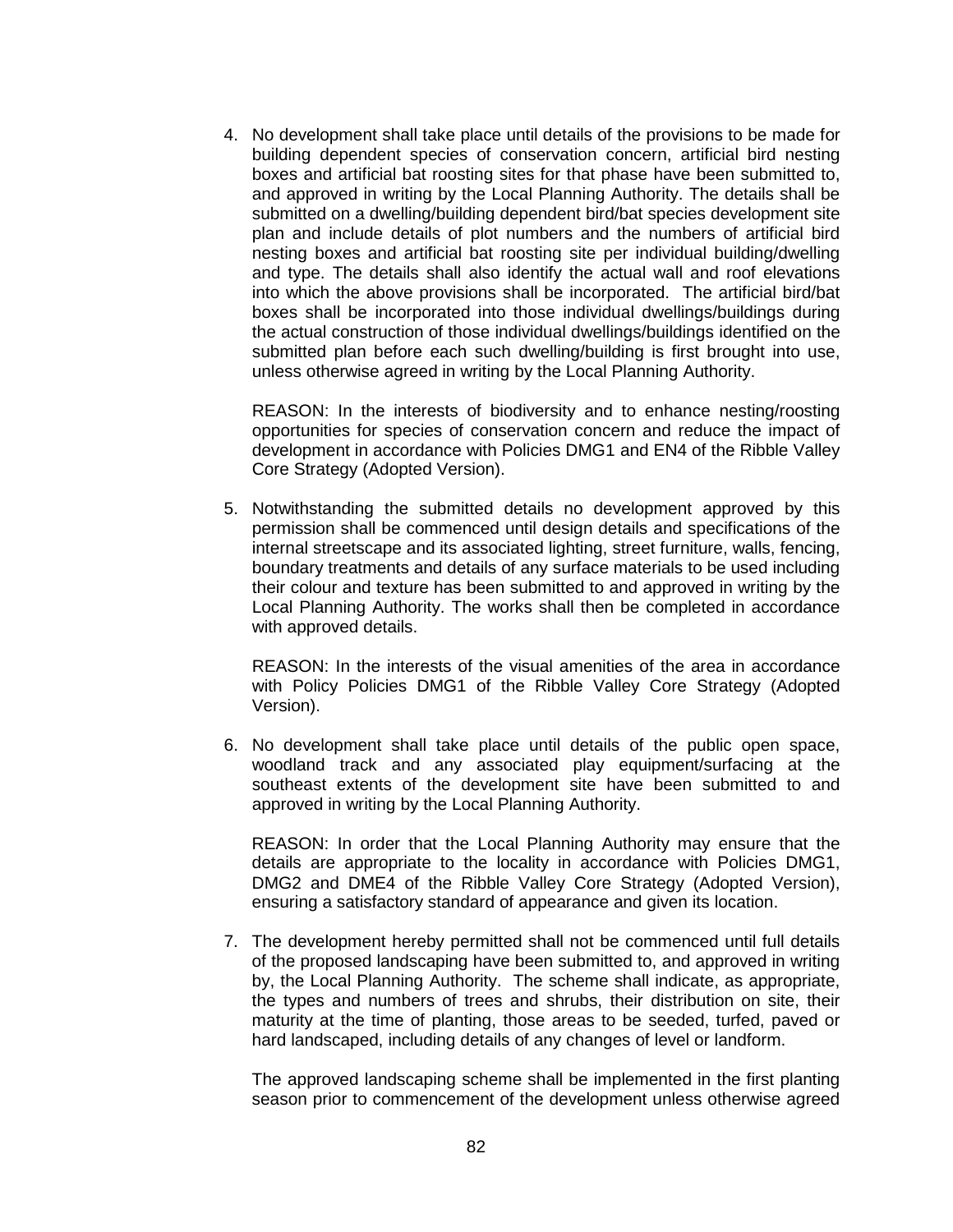4. No development shall take place until details of the provisions to be made for building dependent species of conservation concern, artificial bird nesting boxes and artificial bat roosting sites for that phase have been submitted to, and approved in writing by the Local Planning Authority. The details shall be submitted on a dwelling/building dependent bird/bat species development site plan and include details of plot numbers and the numbers of artificial bird nesting boxes and artificial bat roosting site per individual building/dwelling and type. The details shall also identify the actual wall and roof elevations into which the above provisions shall be incorporated. The artificial bird/bat boxes shall be incorporated into those individual dwellings/buildings during the actual construction of those individual dwellings/buildings identified on the submitted plan before each such dwelling/building is first brought into use, unless otherwise agreed in writing by the Local Planning Authority.

   REASON: In the interests of biodiversity and to enhance nesting/roosting opportunities for species of conservation concern and reduce the impact of development in accordance with Policies DMG1 and EN4 of the Ribble Valley Core Strategy (Adopted Version).

5. Notwithstanding the submitted details no development approved by this permission shall be commenced until design details and specifications of the internal streetscape and its associated lighting, street furniture, walls, fencing, boundary treatments and details of any surface materials to be used including their colour and texture has been submitted to and approved in writing by the Local Planning Authority. The works shall then be completed in accordance with approved details.

   REASON: In the interests of the visual amenities of the area in accordance with Policy Policies DMG1 of the Ribble Valley Core Strategy (Adopted Version).

6. No development shall take place until details of the public open space, woodland track and any associated play equipment/surfacing at the southeast extents of the development site have been submitted to and approved in writing by the Local Planning Authority.

   REASON: In order that the Local Planning Authority may ensure that the details are appropriate to the locality in accordance with Policies DMG1, DMG2 and DME4 of the Ribble Valley Core Strategy (Adopted Version), ensuring a satisfactory standard of appearance and given its location.

7. The development hereby permitted shall not be commenced until full details of the proposed landscaping have been submitted to, and approved in writing by, the Local Planning Authority. The scheme shall indicate, as appropriate, the types and numbers of trees and shrubs, their distribution on site, their maturity at the time of planting, those areas to be seeded, turfed, paved or hard landscaped, including details of any changes of level or landform.

   The approved landscaping scheme shall be implemented in the first planting season prior to commencement of the development unless otherwise agreed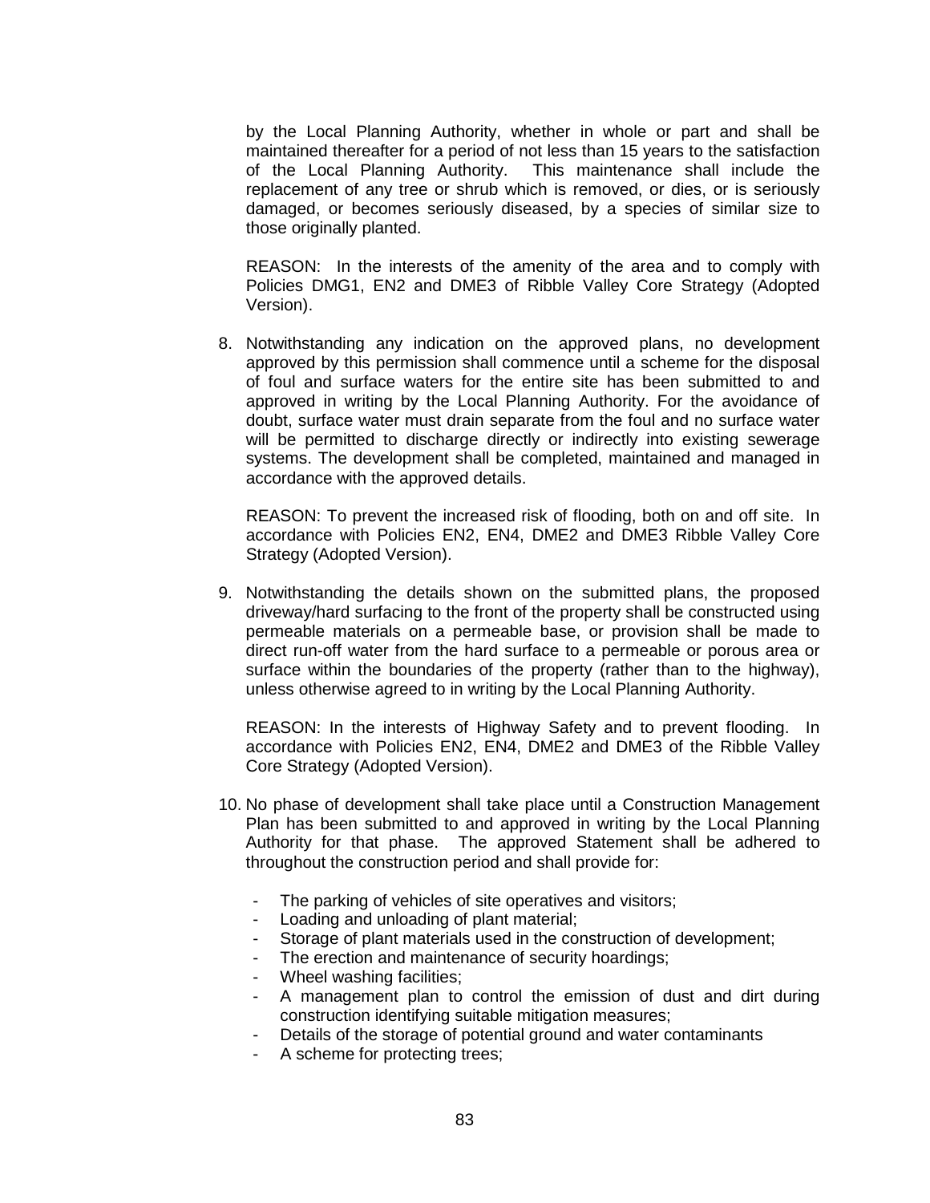by the Local Planning Authority, whether in whole or part and shall be maintained thereafter for a period of not less than 15 years to the satisfaction of the Local Planning Authority. This maintenance shall include the replacement of any tree or shrub which is removed, or dies, or is seriously damaged, or becomes seriously diseased, by a species of similar size to those originally planted.

REASON: In the interests of the amenity of the area and to comply with Policies DMG1, EN2 and DME3 of Ribble Valley Core Strategy (Adopted Version).

8. Notwithstanding any indication on the approved plans, no development approved by this permission shall commence until a scheme for the disposal of foul and surface waters for the entire site has been submitted to and approved in writing by the Local Planning Authority. For the avoidance of doubt, surface water must drain separate from the foul and no surface water will be permitted to discharge directly or indirectly into existing sewerage systems. The development shall be completed, maintained and managed in accordance with the approved details.

   REASON: To prevent the increased risk of flooding, both on and off site. In accordance with Policies EN2, EN4, DME2 and DME3 Ribble Valley Core Strategy (Adopted Version).

9. Notwithstanding the details shown on the submitted plans, the proposed driveway/hard surfacing to the front of the property shall be constructed using permeable materials on a permeable base, or provision shall be made to direct run-off water from the hard surface to a permeable or porous area or surface within the boundaries of the property (rather than to the highway), unless otherwise agreed to in writing by the Local Planning Authority.

   REASON: In the interests of Highway Safety and to prevent flooding. In accordance with Policies EN2, EN4, DME2 and DME3 of the Ribble Valley Core Strategy (Adopted Version).

10. No phase of development shall take place until a Construction Management Plan has been submitted to and approved in writing by the Local Planning Authority for that phase. The approved Statement shall be adhered to throughout the construction period and shall provide for:

    - The parking of vehicles of site operatives and visitors;
    - Loading and unloading of plant material;
    - Storage of plant materials used in the construction of development;
    - The erection and maintenance of security hoardings;
    - Wheel washing facilities;
    - A management plan to control the emission of dust and dirt during construction identifying suitable mitigation measures;
    - Details of the storage of potential ground and water contaminants
    - A scheme for protecting trees;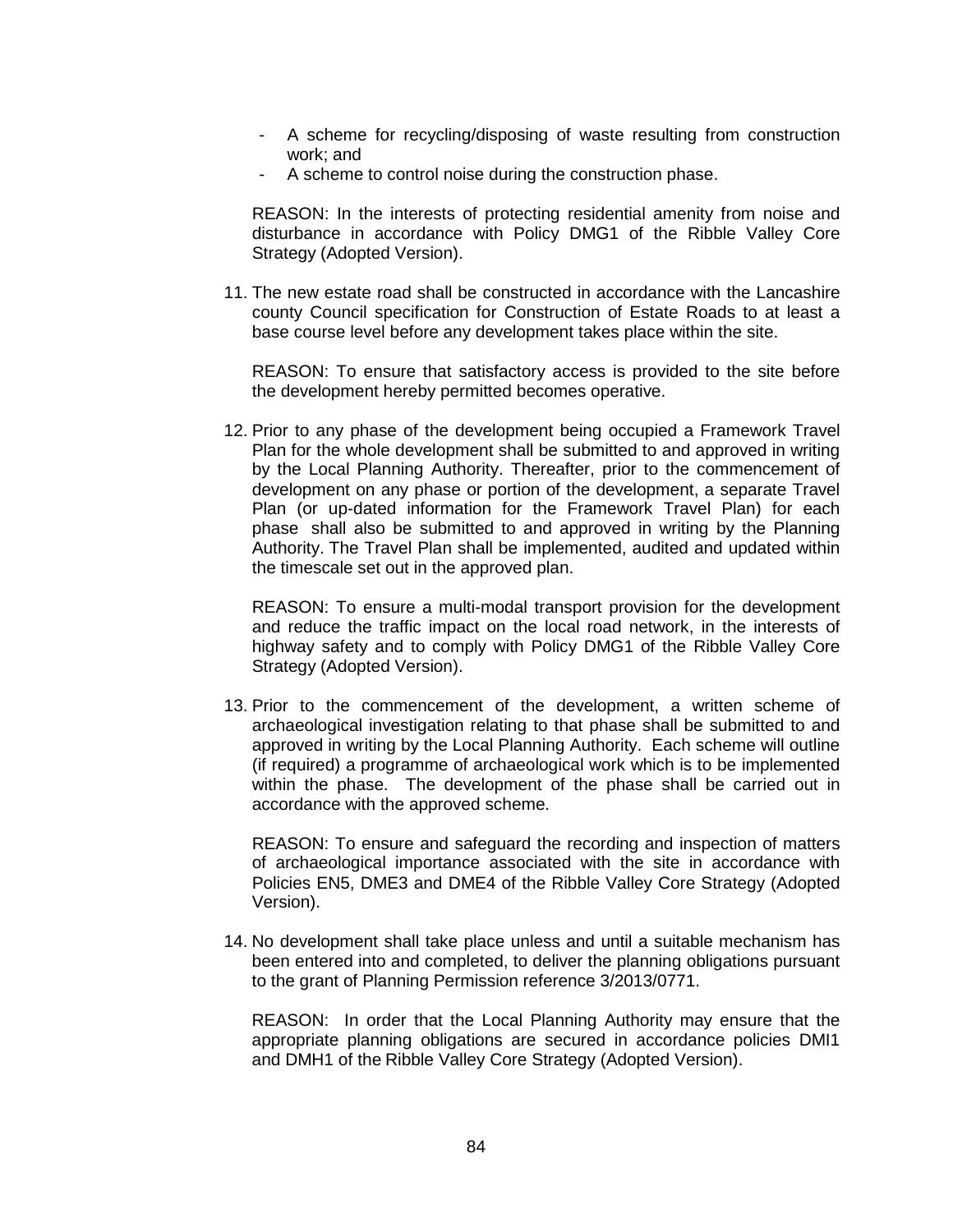- A scheme for recycling/disposing of waste resulting from construction work; and
- A scheme to control noise during the construction phase.

REASON: In the interests of protecting residential amenity from noise and disturbance in accordance with Policy DMG1 of the Ribble Valley Core Strategy (Adopted Version).

11. The new estate road shall be constructed in accordance with the Lancashire county Council specification for Construction of Estate Roads to at least a base course level before any development takes place within the site.

    REASON: To ensure that satisfactory access is provided to the site before the development hereby permitted becomes operative.

12. Prior to any phase of the development being occupied a Framework Travel Plan for the whole development shall be submitted to and approved in writing by the Local Planning Authority. Thereafter, prior to the commencement of development on any phase or portion of the development, a separate Travel Plan (or up-dated information for the Framework Travel Plan) for each phase shall also be submitted to and approved in writing by the Planning Authority. The Travel Plan shall be implemented, audited and updated within the timescale set out in the approved plan.

    REASON: To ensure a multi-modal transport provision for the development and reduce the traffic impact on the local road network, in the interests of highway safety and to comply with Policy DMG1 of the Ribble Valley Core Strategy (Adopted Version).

13. Prior to the commencement of the development, a written scheme of archaeological investigation relating to that phase shall be submitted to and approved in writing by the Local Planning Authority. Each scheme will outline (if required) a programme of archaeological work which is to be implemented within the phase. The development of the phase shall be carried out in accordance with the approved scheme.

    REASON: To ensure and safeguard the recording and inspection of matters of archaeological importance associated with the site in accordance with Policies EN5, DME3 and DME4 of the Ribble Valley Core Strategy (Adopted Version).

14. No development shall take place unless and until a suitable mechanism has been entered into and completed, to deliver the planning obligations pursuant to the grant of Planning Permission reference 3/2013/0771.

    REASON: In order that the Local Planning Authority may ensure that the appropriate planning obligations are secured in accordance policies DMI1 and DMH1 of the Ribble Valley Core Strategy (Adopted Version).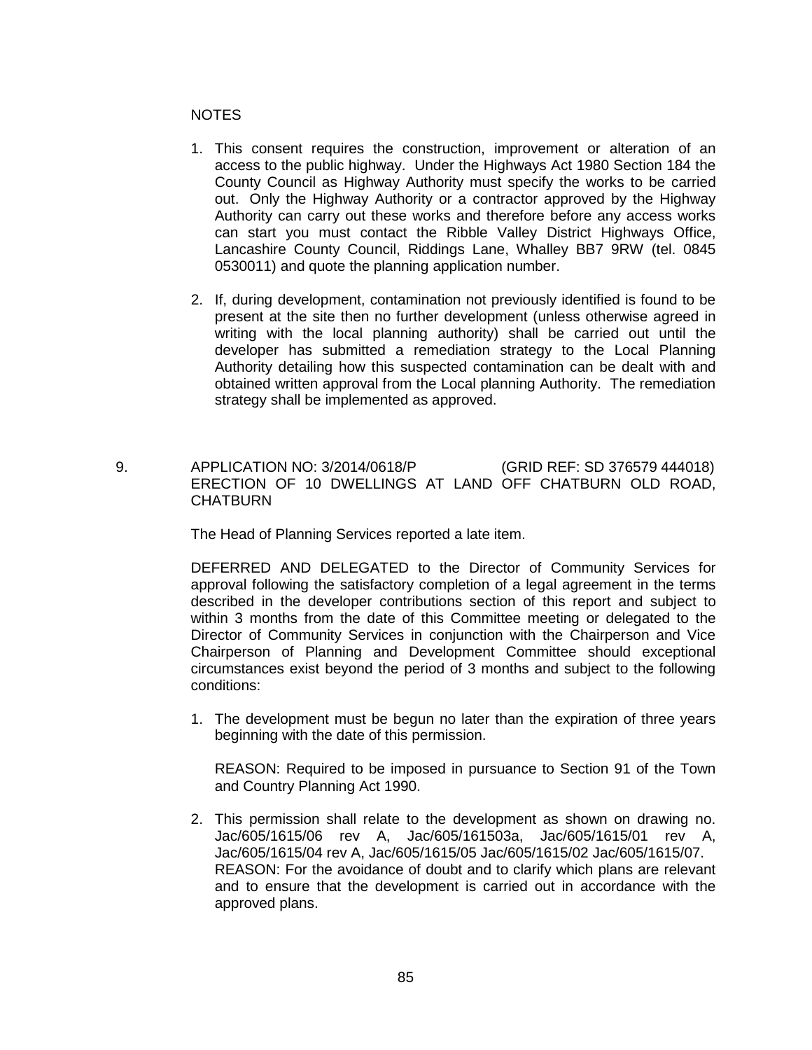NOTES

1. This consent requires the construction, improvement or alteration of an access to the public highway. Under the Highways Act 1980 Section 184 the County Council as Highway Authority must specify the works to be carried out. Only the Highway Authority or a contractor approved by the Highway Authority can carry out these works and therefore before any access works can start you must contact the Ribble Valley District Highways Office, Lancashire County Council, Riddings Lane, Whalley BB7 9RW (tel. 0845 0530011) and quote the planning application number.

2. If, during development, contamination not previously identified is found to be present at the site then no further development (unless otherwise agreed in writing with the local planning authority) shall be carried out until the developer has submitted a remediation strategy to the Local Planning Authority detailing how this suspected contamination can be dealt with and obtained written approval from the Local planning Authority. The remediation strategy shall be implemented as approved.

9. APPLICATION NO: 3/2014/0618/P (GRID REF: SD 376579 444018)
ERECTION OF 10 DWELLINGS AT LAND OFF CHATBURN OLD ROAD, CHATBURN

The Head of Planning Services reported a late item.

DEFERRED AND DELEGATED to the Director of Community Services for approval following the satisfactory completion of a legal agreement in the terms described in the developer contributions section of this report and subject to within 3 months from the date of this Committee meeting or delegated to the Director of Community Services in conjunction with the Chairperson and Vice Chairperson of Planning and Development Committee should exceptional circumstances exist beyond the period of 3 months and subject to the following conditions:

1. The development must be begun no later than the expiration of three years beginning with the date of this permission.

   REASON: Required to be imposed in pursuance to Section 91 of the Town and Country Planning Act 1990.

2. This permission shall relate to the development as shown on drawing no. Jac/605/1615/06 rev A, Jac/605/161503a, Jac/605/1615/01 rev A, Jac/605/1615/04 rev A, Jac/605/1615/05 Jac/605/1615/02 Jac/605/1615/07.
   REASON: For the avoidance of doubt and to clarify which plans are relevant and to ensure that the development is carried out in accordance with the approved plans.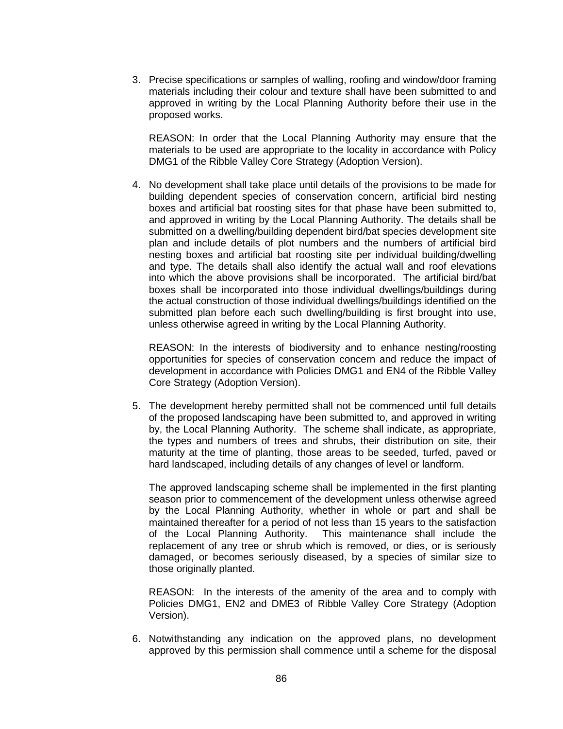3. Precise specifications or samples of walling, roofing and window/door framing materials including their colour and texture shall have been submitted to and approved in writing by the Local Planning Authority before their use in the proposed works.

   REASON: In order that the Local Planning Authority may ensure that the materials to be used are appropriate to the locality in accordance with Policy DMG1 of the Ribble Valley Core Strategy (Adoption Version).

4. No development shall take place until details of the provisions to be made for building dependent species of conservation concern, artificial bird nesting boxes and artificial bat roosting sites for that phase have been submitted to, and approved in writing by the Local Planning Authority. The details shall be submitted on a dwelling/building dependent bird/bat species development site plan and include details of plot numbers and the numbers of artificial bird nesting boxes and artificial bat roosting site per individual building/dwelling and type. The details shall also identify the actual wall and roof elevations into which the above provisions shall be incorporated. The artificial bird/bat boxes shall be incorporated into those individual dwellings/buildings during the actual construction of those individual dwellings/buildings identified on the submitted plan before each such dwelling/building is first brought into use, unless otherwise agreed in writing by the Local Planning Authority.

   REASON: In the interests of biodiversity and to enhance nesting/roosting opportunities for species of conservation concern and reduce the impact of development in accordance with Policies DMG1 and EN4 of the Ribble Valley Core Strategy (Adoption Version).

5. The development hereby permitted shall not be commenced until full details of the proposed landscaping have been submitted to, and approved in writing by, the Local Planning Authority. The scheme shall indicate, as appropriate, the types and numbers of trees and shrubs, their distribution on site, their maturity at the time of planting, those areas to be seeded, turfed, paved or hard landscaped, including details of any changes of level or landform.

   The approved landscaping scheme shall be implemented in the first planting season prior to commencement of the development unless otherwise agreed by the Local Planning Authority, whether in whole or part and shall be maintained thereafter for a period of not less than 15 years to the satisfaction of the Local Planning Authority. This maintenance shall include the replacement of any tree or shrub which is removed, or dies, or is seriously damaged, or becomes seriously diseased, by a species of similar size to those originally planted.

   REASON: In the interests of the amenity of the area and to comply with Policies DMG1, EN2 and DME3 of Ribble Valley Core Strategy (Adoption Version).

6. Notwithstanding any indication on the approved plans, no development approved by this permission shall commence until a scheme for the disposal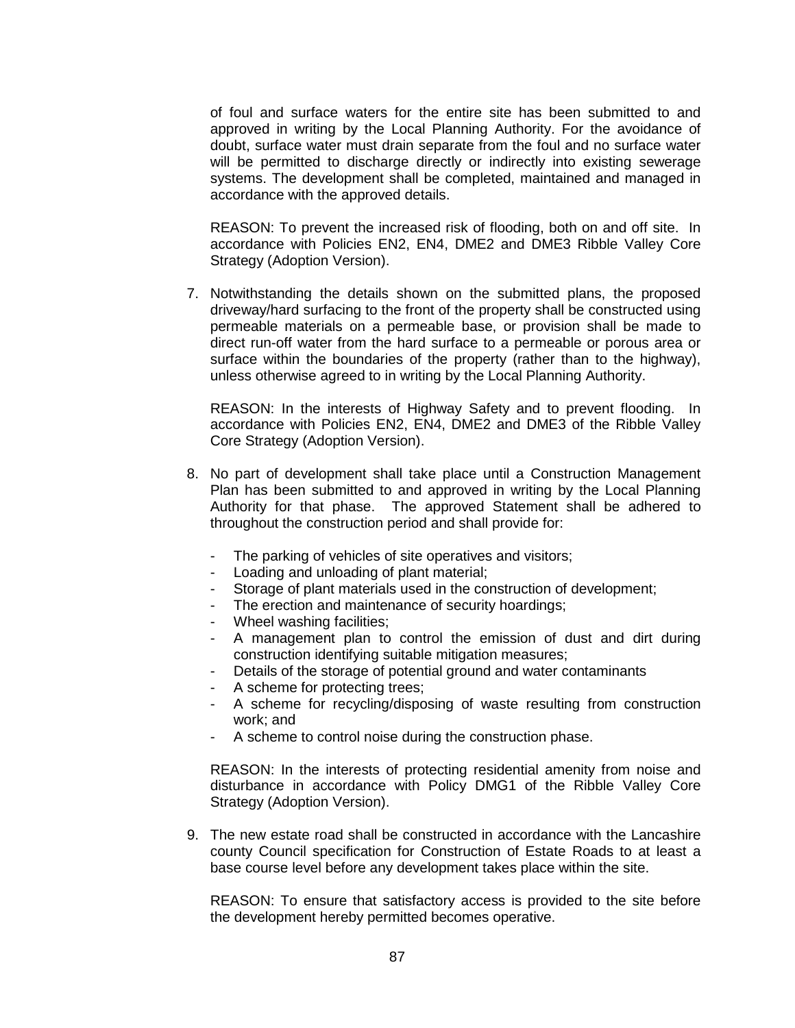of foul and surface waters for the entire site has been submitted to and approved in writing by the Local Planning Authority. For the avoidance of doubt, surface water must drain separate from the foul and no surface water will be permitted to discharge directly or indirectly into existing sewerage systems. The development shall be completed, maintained and managed in accordance with the approved details.

REASON: To prevent the increased risk of flooding, both on and off site. In accordance with Policies EN2, EN4, DME2 and DME3 Ribble Valley Core Strategy (Adoption Version).

7. Notwithstanding the details shown on the submitted plans, the proposed driveway/hard surfacing to the front of the property shall be constructed using permeable materials on a permeable base, or provision shall be made to direct run-off water from the hard surface to a permeable or porous area or surface within the boundaries of the property (rather than to the highway), unless otherwise agreed to in writing by the Local Planning Authority.

   REASON: In the interests of Highway Safety and to prevent flooding. In accordance with Policies EN2, EN4, DME2 and DME3 of the Ribble Valley Core Strategy (Adoption Version).

8. No part of development shall take place until a Construction Management Plan has been submitted to and approved in writing by the Local Planning Authority for that phase. The approved Statement shall be adhered to throughout the construction period and shall provide for:

   - The parking of vehicles of site operatives and visitors;
   - Loading and unloading of plant material;
   - Storage of plant materials used in the construction of development;
   - The erection and maintenance of security hoardings;
   - Wheel washing facilities;
   - A management plan to control the emission of dust and dirt during construction identifying suitable mitigation measures;
   - Details of the storage of potential ground and water contaminants
   - A scheme for protecting trees;
   - A scheme for recycling/disposing of waste resulting from construction work; and
   - A scheme to control noise during the construction phase.

   REASON: In the interests of protecting residential amenity from noise and disturbance in accordance with Policy DMG1 of the Ribble Valley Core Strategy (Adoption Version).

9. The new estate road shall be constructed in accordance with the Lancashire county Council specification for Construction of Estate Roads to at least a base course level before any development takes place within the site.

   REASON: To ensure that satisfactory access is provided to the site before the development hereby permitted becomes operative.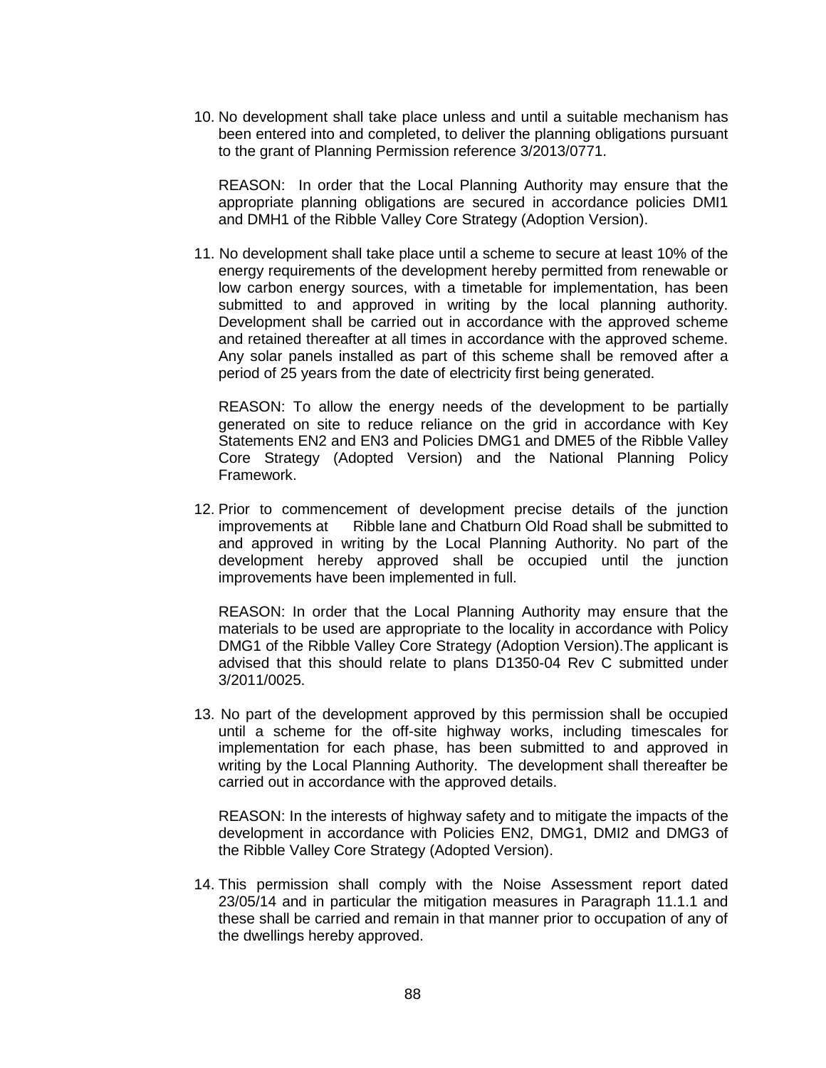10. No development shall take place unless and until a suitable mechanism has been entered into and completed, to deliver the planning obligations pursuant to the grant of Planning Permission reference 3/2013/0771.

    REASON: In order that the Local Planning Authority may ensure that the appropriate planning obligations are secured in accordance policies DMI1 and DMH1 of the Ribble Valley Core Strategy (Adoption Version).

11. No development shall take place until a scheme to secure at least 10% of the energy requirements of the development hereby permitted from renewable or low carbon energy sources, with a timetable for implementation, has been submitted to and approved in writing by the local planning authority. Development shall be carried out in accordance with the approved scheme and retained thereafter at all times in accordance with the approved scheme. Any solar panels installed as part of this scheme shall be removed after a period of 25 years from the date of electricity first being generated.

    REASON: To allow the energy needs of the development to be partially generated on site to reduce reliance on the grid in accordance with Key Statements EN2 and EN3 and Policies DMG1 and DME5 of the Ribble Valley Core Strategy (Adopted Version) and the National Planning Policy Framework.

12. Prior to commencement of development precise details of the junction improvements at Ribble lane and Chatburn Old Road shall be submitted to and approved in writing by the Local Planning Authority. No part of the development hereby approved shall be occupied until the junction improvements have been implemented in full.

    REASON: In order that the Local Planning Authority may ensure that the materials to be used are appropriate to the locality in accordance with Policy DMG1 of the Ribble Valley Core Strategy (Adoption Version).The applicant is advised that this should relate to plans D1350-04 Rev C submitted under 3/2011/0025.

13. No part of the development approved by this permission shall be occupied until a scheme for the off-site highway works, including timescales for implementation for each phase, has been submitted to and approved in writing by the Local Planning Authority. The development shall thereafter be carried out in accordance with the approved details.

    REASON: In the interests of highway safety and to mitigate the impacts of the development in accordance with Policies EN2, DMG1, DMI2 and DMG3 of the Ribble Valley Core Strategy (Adopted Version).

14. This permission shall comply with the Noise Assessment report dated 23/05/14 and in particular the mitigation measures in Paragraph 11.1.1 and these shall be carried and remain in that manner prior to occupation of any of the dwellings hereby approved.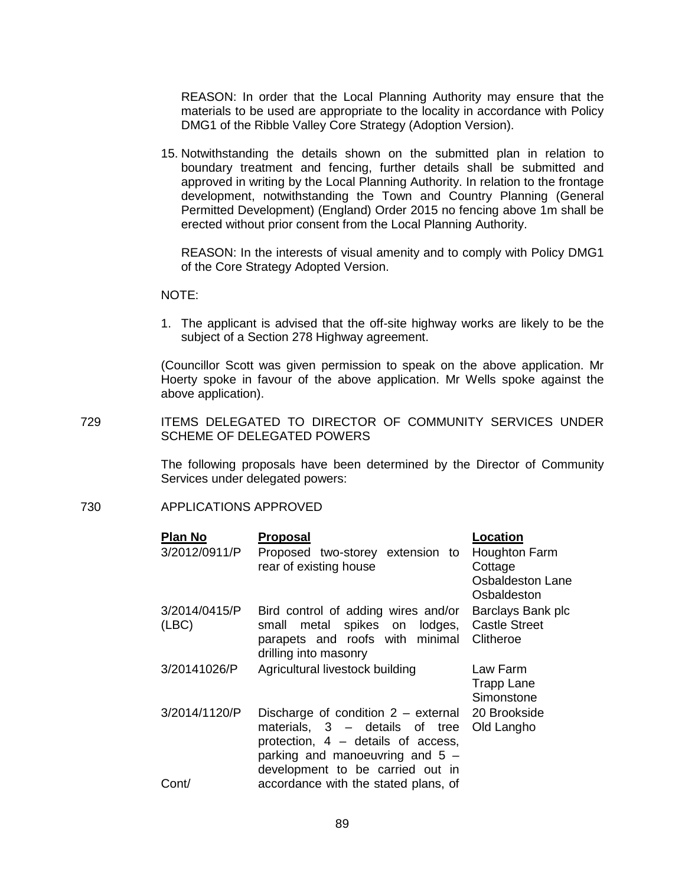REASON: In order that the Local Planning Authority may ensure that the materials to be used are appropriate to the locality in accordance with Policy DMG1 of the Ribble Valley Core Strategy (Adoption Version).

15. Notwithstanding the details shown on the submitted plan in relation to boundary treatment and fencing, further details shall be submitted and approved in writing by the Local Planning Authority. In relation to the frontage development, notwithstanding the Town and Country Planning (General Permitted Development) (England) Order 2015 no fencing above 1m shall be erected without prior consent from the Local Planning Authority.

REASON: In the interests of visual amenity and to comply with Policy DMG1 of the Core Strategy Adopted Version.

NOTE:

1. The applicant is advised that the off-site highway works are likely to be the subject of a Section 278 Highway agreement.

(Councillor Scott was given permission to speak on the above application. Mr Hoerty spoke in favour of the above application. Mr Wells spoke against the above application).

729 ITEMS DELEGATED TO DIRECTOR OF COMMUNITY SERVICES UNDER SCHEME OF DELEGATED POWERS

The following proposals have been determined by the Director of Community Services under delegated powers:

730 APPLICATIONS APPROVED

| Plan No | Proposal | Location |
|---|---|---|
| 3/2012/0911/P | Proposed two-storey extension to rear of existing house | Houghton Farm Cottage Osbaldeston Lane Osbaldeston |
| 3/2014/0415/P (LBC) | Bird control of adding wires and/or small metal spikes on lodges, parapets and roofs with minimal drilling into masonry | Barclays Bank plc Castle Street Clitheroe |
| 3/20141026/P | Agricultural livestock building | Law Farm Trapp Lane Simonstone |
| 3/2014/1120/P Cont/ | Discharge of condition 2 – external materials, 3 – details of tree protection, 4 – details of access, parking and manoeuvring and 5 – development to be carried out in accordance with the stated plans, of | 20 Brookside Old Langho |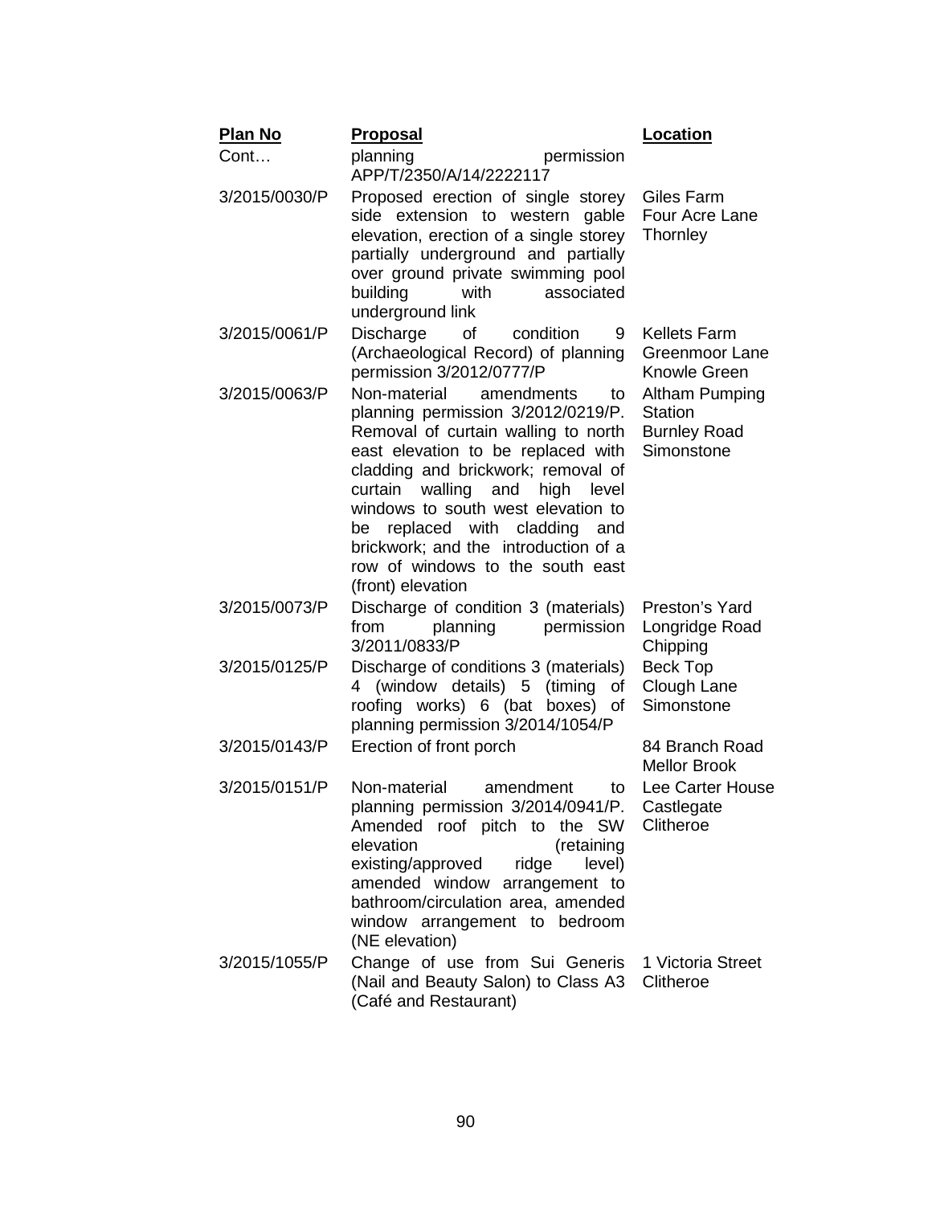| Plan No | Proposal | Location |
| --- | --- | --- |
| Cont… | planning permission APP/T/2350/A/14/2222117 | |
| 3/2015/0030/P | Proposed erection of single storey side extension to western gable elevation, erection of a single storey partially underground and partially over ground private swimming pool building with associated underground link | Giles Farm Four Acre Lane Thornley |
| 3/2015/0061/P | Discharge of condition 9 (Archaeological Record) of planning permission 3/2012/0777/P | Kellets Farm Greenmoor Lane Knowle Green |
| 3/2015/0063/P | Non-material amendments to planning permission 3/2012/0219/P. Removal of curtain walling to north east elevation to be replaced with cladding and brickwork; removal of curtain walling and high level windows to south west elevation to be replaced with cladding and brickwork; and the introduction of a row of windows to the south east (front) elevation | Altham Pumping Station Burnley Road Simonstone |
| 3/2015/0073/P | Discharge of condition 3 (materials) from planning permission 3/2011/0833/P | Preston's Yard Longridge Road Chipping |
| 3/2015/0125/P | Discharge of conditions 3 (materials) 4 (window details) 5 (timing of roofing works) 6 (bat boxes) of planning permission 3/2014/1054/P | Beck Top Clough Lane Simonstone |
| 3/2015/0143/P | Erection of front porch | 84 Branch Road Mellor Brook |
| 3/2015/0151/P | Non-material amendment to planning permission 3/2014/0941/P. Amended roof pitch to the SW elevation (retaining existing/approved ridge level) amended window arrangement to bathroom/circulation area, amended window arrangement to bedroom (NE elevation) | Lee Carter House Castlegate Clitheroe |
| 3/2015/1055/P | Change of use from Sui Generis (Nail and Beauty Salon) to Class A3 (Café and Restaurant) | 1 Victoria Street Clitheroe |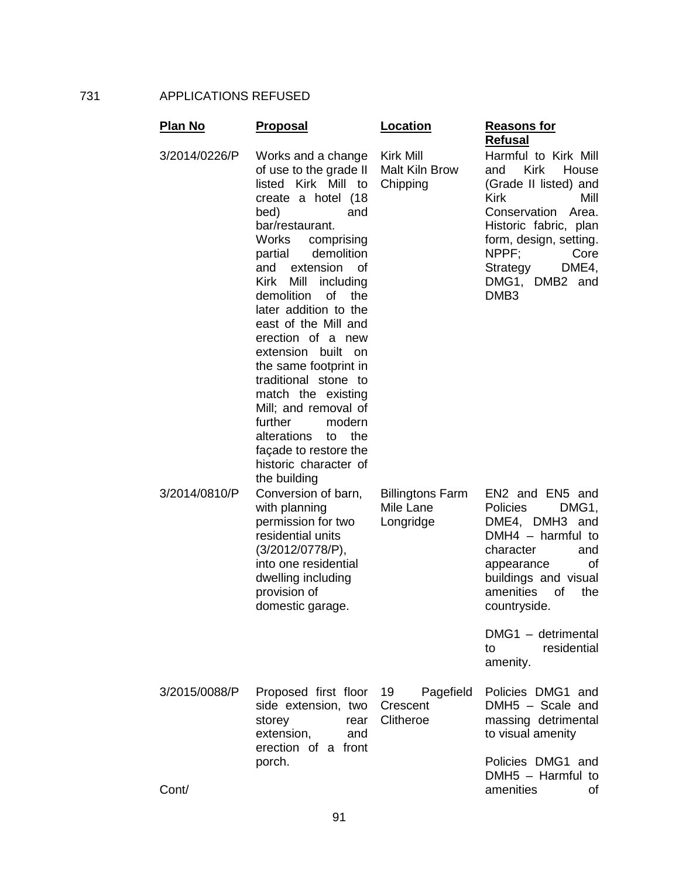731 APPLICATIONS REFUSED

| Plan No | Proposal | Location | Reasons for Refusal |
|---|---|---|---|
| 3/2014/0226/P | Works and a change of use to the grade II listed Kirk Mill to create a hotel (18 bed) and bar/restaurant. Works comprising partial demolition and extension of Kirk Mill including demolition of the later addition to the east of the Mill and erection of a new extension built on the same footprint in traditional stone to match the existing Mill; and removal of further modern alterations to the façade to restore the historic character of the building | Kirk Mill Malt Kiln Brow Chipping | Harmful to Kirk Mill and Kirk House (Grade II listed) and Kirk Mill Conservation Area. Historic fabric, plan form, design, setting. NPPF; Core Strategy DME4, DMG1, DMB2 and DMB3 |
| 3/2014/0810/P | Conversion of barn, with planning permission for two residential units (3/2012/0778/P), into one residential dwelling including provision of domestic garage. | Billingtons Farm Mile Lane Longridge | EN2 and EN5 and Policies DMG1, DME4, DMH3 and DMH4 – harmful to character and appearance of buildings and visual amenities of the countryside.<br><br>DMG1 – detrimental to residential amenity. |
| 3/2015/0088/P | Proposed first floor side extension, two storey rear extension, and erection of a front porch. | 19 Pagefield Crescent Clitheroe | Policies DMG1 and DMH5 – Scale and massing detrimental to visual amenity<br><br>Policies DMG1 and DMH5 – Harmful to amenities of |

Cont/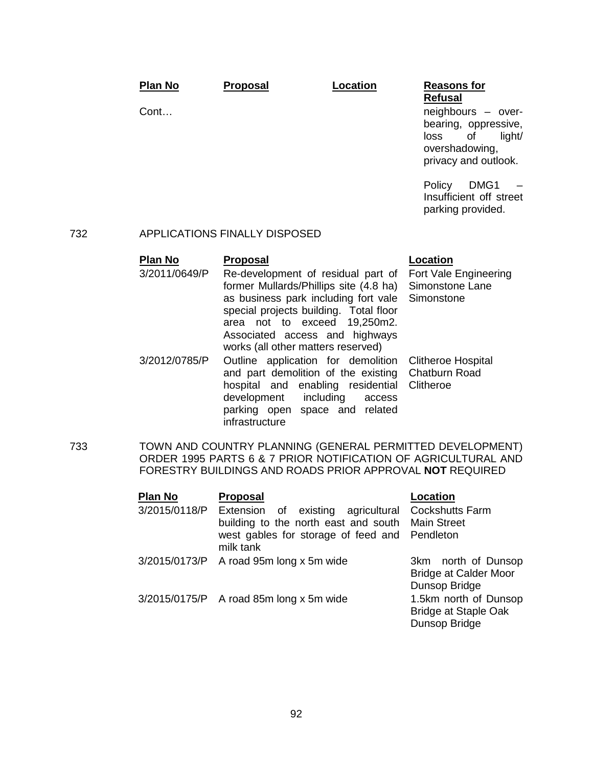| Plan No | Proposal | Location | Reasons for Refusal |
|---|---|---|---|
| Cont… | | | neighbours – over-bearing, oppressive, loss of light/ overshadowing, privacy and outlook. |
| | | | Policy DMG1 – Insufficient off street parking provided. |

732 APPLICATIONS FINALLY DISPOSED

| Plan No | Proposal | Location |
|---|---|---|
| 3/2011/0649/P | Re-development of residual part of former Mullards/Phillips site (4.8 ha) as business park including fort vale special projects building. Total floor area not to exceed 19,250m2. Associated access and highways works (all other matters reserved) | Fort Vale Engineering Simonstone Lane Simonstone |
| 3/2012/0785/P | Outline application for demolition and part demolition of the existing hospital and enabling residential development including access parking open space and related infrastructure | Clitheroe Hospital Chatburn Road Clitheroe |

733 TOWN AND COUNTRY PLANNING (GENERAL PERMITTED DEVELOPMENT) ORDER 1995 PARTS 6 & 7 PRIOR NOTIFICATION OF AGRICULTURAL AND FORESTRY BUILDINGS AND ROADS PRIOR APPROVAL **NOT** REQUIRED

| Plan No | Proposal | Location |
|---|---|---|
| 3/2015/0118/P | Extension of existing agricultural building to the north east and south west gables for storage of feed and milk tank | Cockshutts Farm Main Street Pendleton |
| 3/2015/0173/P | A road 95m long x 5m wide | 3km north of Dunsop Bridge at Calder Moor Dunsop Bridge |
| 3/2015/0175/P | A road 85m long x 5m wide | 1.5km north of Dunsop Bridge at Staple Oak Dunsop Bridge |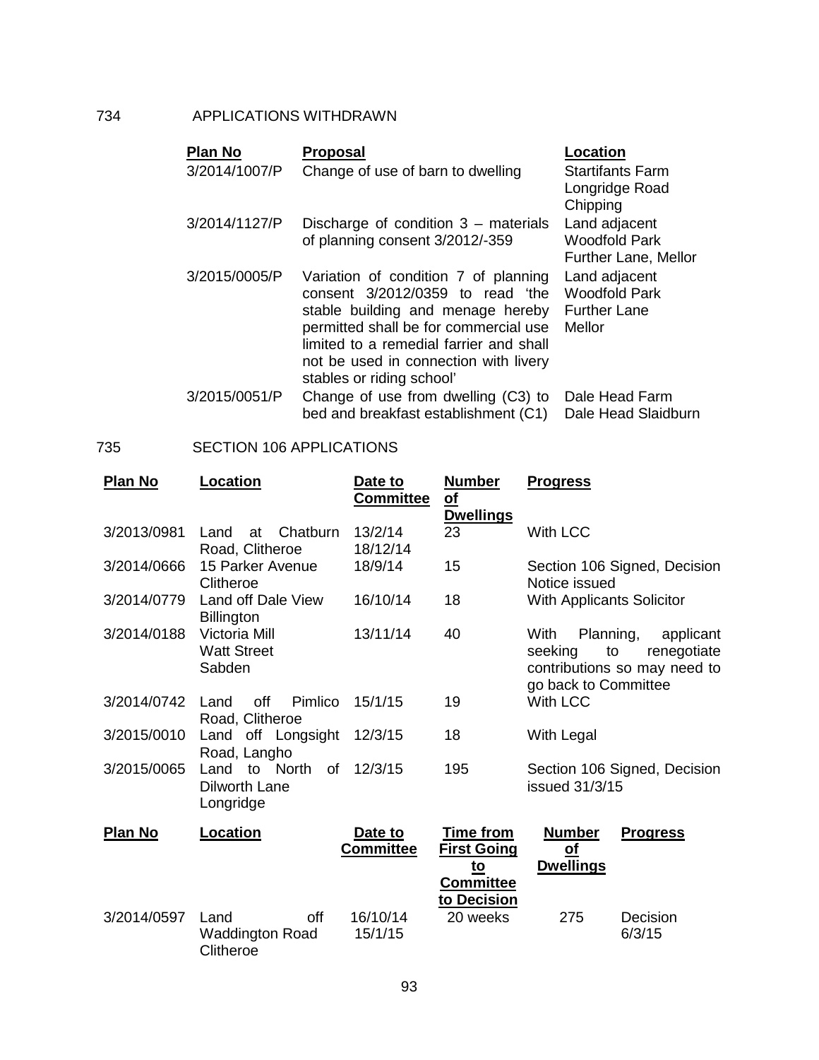## 734 APPLICATIONS WITHDRAWN

| Plan No | Proposal | Location |
|---|---|---|
| 3/2014/1007/P | Change of use of barn to dwelling | Startifants Farm Longridge Road Chipping |
| 3/2014/1127/P | Discharge of condition 3 – materials of planning consent 3/2012/-359 | Land adjacent Woodfold Park Further Lane, Mellor |
| 3/2015/0005/P | Variation of condition 7 of planning consent 3/2012/0359 to read 'the stable building and menage hereby permitted shall be for commercial use limited to a remedial farrier and shall not be used in connection with livery stables or riding school' | Land adjacent Woodfold Park Further Lane Mellor |
| 3/2015/0051/P | Change of use from dwelling (C3) to bed and breakfast establishment (C1) | Dale Head Farm Dale Head Slaidburn |

## 735 SECTION 106 APPLICATIONS

| Plan No | Location | Date to Committee | Number of Dwellings | Progress |
|---|---|---|---|---|
| 3/2013/0981 | Land at Chatburn Road, Clitheroe | 13/2/14 18/12/14 | 23 | With LCC |
| 3/2014/0666 | 15 Parker Avenue Clitheroe | 18/9/14 | 15 | Section 106 Signed, Decision Notice issued |
| 3/2014/0779 | Land off Dale View Billington | 16/10/14 | 18 | With Applicants Solicitor |
| 3/2014/0188 | Victoria Mill Watt Street Sabden | 13/11/14 | 40 | With Planning, applicant seeking to renegotiate contributions so may need to go back to Committee |
| 3/2014/0742 | Land off Pimlico Road, Clitheroe | 15/1/15 | 19 | With LCC |
| 3/2015/0010 | Land off Longsight Road, Langho | 12/3/15 | 18 | With Legal |
| 3/2015/0065 | Land to North of Dilworth Lane Longridge | 12/3/15 | 195 | Section 106 Signed, Decision issued 31/3/15 |

| Plan No | Location | Date to Committee | Time from First Going to Committee to Decision | Number of Dwellings | Progress |
|---|---|---|---|---|---|
| 3/2014/0597 | Land off Waddington Road Clitheroe | 16/10/14 15/1/15 | 20 weeks | 275 | Decision 6/3/15 |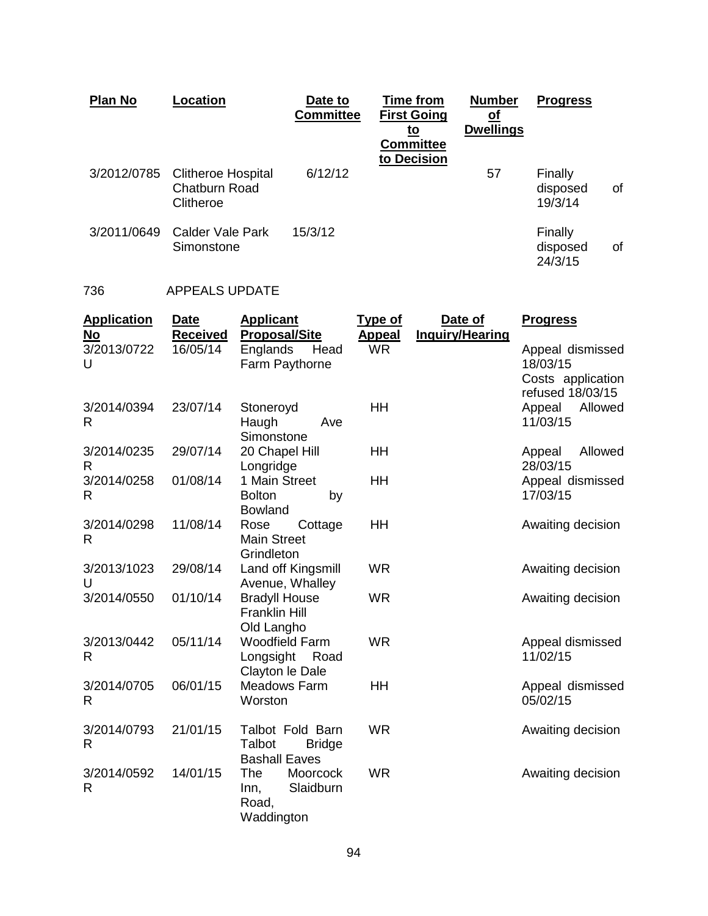| Plan No | Location | Date to Committee | Time from First Going to Committee to Decision | Number of Dwellings | Progress |
|---|---|---|---|---|---|
| 3/2012/0785 | Clitheroe Hospital Chatburn Road Clitheroe | 6/12/12 | | 57 | Finally disposed of 19/3/14 |
| 3/2011/0649 | Calder Vale Park Simonstone | 15/3/12 | | | Finally disposed of 24/3/15 |

736 APPEALS UPDATE

| Application No | Date Received | Applicant Proposal/Site | Type of Appeal | Date of Inquiry/Hearing | Progress |
|---|---|---|---|---|---|
| 3/2013/0722 U | 16/05/14 | Englands Head Farm Paythorne | WR | | Appeal dismissed 18/03/15 Costs application refused 18/03/15 |
| 3/2014/0394 R | 23/07/14 | Stoneroyd Haugh Ave Simonstone | HH | | Appeal Allowed 11/03/15 |
| 3/2014/0235 R | 29/07/14 | 20 Chapel Hill Longridge | HH | | Appeal Allowed 28/03/15 |
| 3/2014/0258 R | 01/08/14 | 1 Main Street Bolton by Bowland | HH | | Appeal dismissed 17/03/15 |
| 3/2014/0298 R | 11/08/14 | Rose Cottage Main Street Grindleton | HH | | Awaiting decision |
| 3/2013/1023 U | 29/08/14 | Land off Kingsmill Avenue, Whalley | WR | | Awaiting decision |
| 3/2014/0550 | 01/10/14 | Bradyll House Franklin Hill Old Langho | WR | | Awaiting decision |
| 3/2013/0442 R | 05/11/14 | Woodfield Farm Longsight Road Clayton le Dale | WR | | Appeal dismissed 11/02/15 |
| 3/2014/0705 R | 06/01/15 | Meadows Farm Worston | HH | | Appeal dismissed 05/02/15 |
| 3/2014/0793 R | 21/01/15 | Talbot Fold Barn Talbot Bridge Bashall Eaves | WR | | Awaiting decision |
| 3/2014/0592 R | 14/01/15 | The Moorcock Inn, Slaidburn Road, Waddington | WR | | Awaiting decision |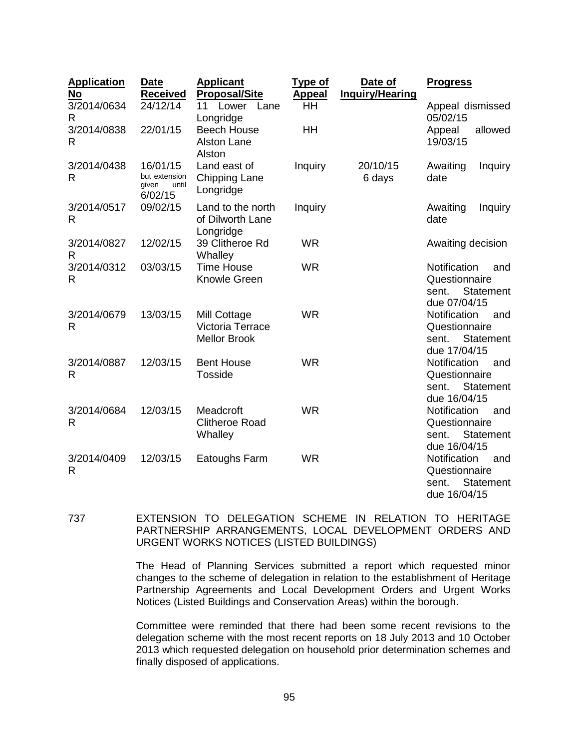| Application No | Date Received | Applicant Proposal/Site | Type of Appeal | Date of Inquiry/Hearing | Progress |
|---|---|---|---|---|---|
| 3/2014/0634 R | 24/12/14 | 11 Lower Lane Longridge | HH | | Appeal dismissed 05/02/15 |
| 3/2014/0838 R | 22/01/15 | Beech House Alston Lane Alston | HH | | Appeal allowed 19/03/15 |
| 3/2014/0438 R | 16/01/15 but extension given until 6/02/15 | Land east of Chipping Lane Longridge | Inquiry | 20/10/15 6 days | Awaiting Inquiry date |
| 3/2014/0517 R | 09/02/15 | Land to the north of Dilworth Lane Longridge | Inquiry | | Awaiting Inquiry date |
| 3/2014/0827 R | 12/02/15 | 39 Clitheroe Rd Whalley | WR | | Awaiting decision |
| 3/2014/0312 R | 03/03/15 | Time House Knowle Green | WR | | Notification and Questionnaire sent. Statement due 07/04/15 |
| 3/2014/0679 R | 13/03/15 | Mill Cottage Victoria Terrace Mellor Brook | WR | | Notification and Questionnaire sent. Statement due 17/04/15 |
| 3/2014/0887 R | 12/03/15 | Bent House Tosside | WR | | Notification and Questionnaire sent. Statement due 16/04/15 |
| 3/2014/0684 R | 12/03/15 | Meadcroft Clitheroe Road Whalley | WR | | Notification and Questionnaire sent. Statement due 16/04/15 |
| 3/2014/0409 R | 12/03/15 | Eatoughs Farm | WR | | Notification and Questionnaire sent. Statement due 16/04/15 |

737 EXTENSION TO DELEGATION SCHEME IN RELATION TO HERITAGE PARTNERSHIP ARRANGEMENTS, LOCAL DEVELOPMENT ORDERS AND URGENT WORKS NOTICES (LISTED BUILDINGS)

The Head of Planning Services submitted a report which requested minor changes to the scheme of delegation in relation to the establishment of Heritage Partnership Agreements and Local Development Orders and Urgent Works Notices (Listed Buildings and Conservation Areas) within the borough.

Committee were reminded that there had been some recent revisions to the delegation scheme with the most recent reports on 18 July 2013 and 10 October 2013 which requested delegation on household prior determination schemes and finally disposed of applications.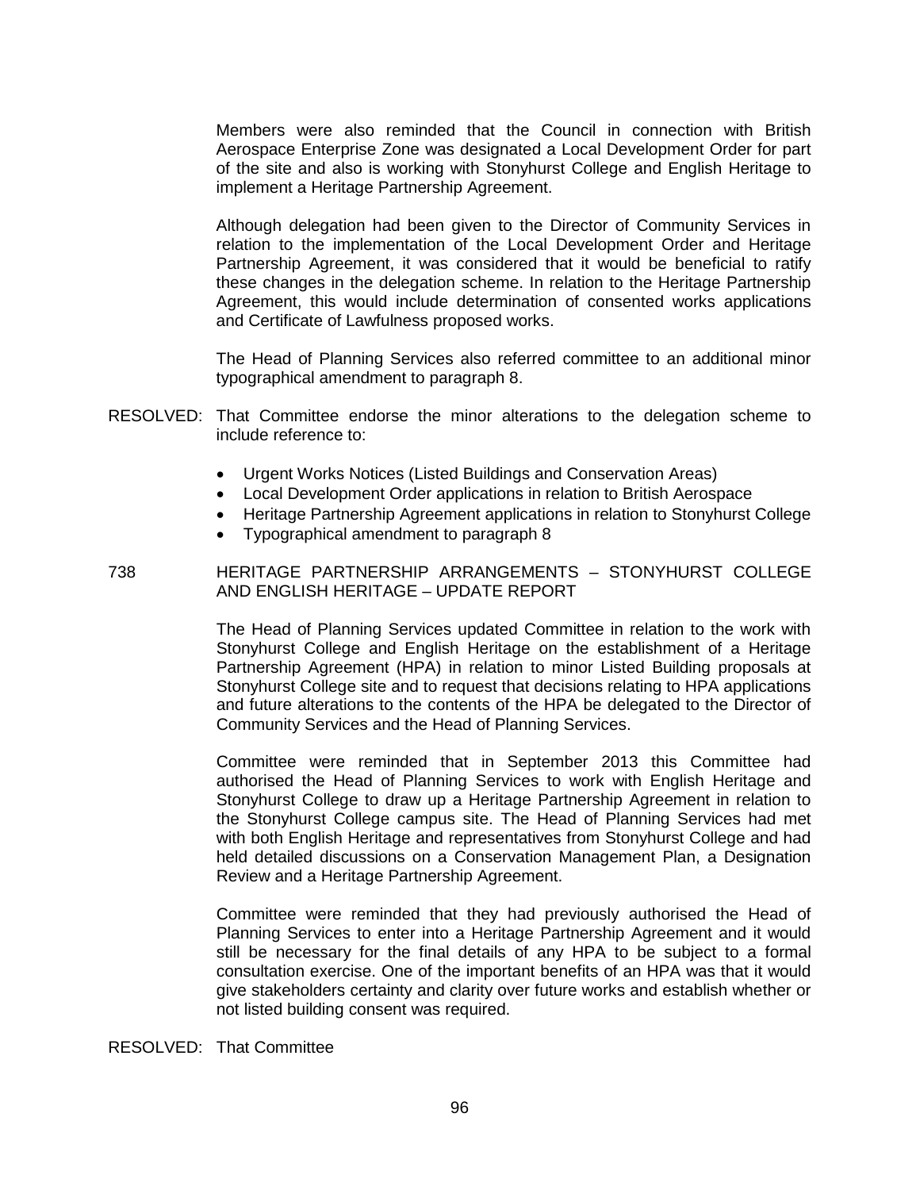Members were also reminded that the Council in connection with British Aerospace Enterprise Zone was designated a Local Development Order for part of the site and also is working with Stonyhurst College and English Heritage to implement a Heritage Partnership Agreement.

Although delegation had been given to the Director of Community Services in relation to the implementation of the Local Development Order and Heritage Partnership Agreement, it was considered that it would be beneficial to ratify these changes in the delegation scheme. In relation to the Heritage Partnership Agreement, this would include determination of consented works applications and Certificate of Lawfulness proposed works.

The Head of Planning Services also referred committee to an additional minor typographical amendment to paragraph 8.

RESOLVED: That Committee endorse the minor alterations to the delegation scheme to include reference to:

- Urgent Works Notices (Listed Buildings and Conservation Areas)
- Local Development Order applications in relation to British Aerospace
- Heritage Partnership Agreement applications in relation to Stonyhurst College
- Typographical amendment to paragraph 8

738 HERITAGE PARTNERSHIP ARRANGEMENTS – STONYHURST COLLEGE AND ENGLISH HERITAGE – UPDATE REPORT

The Head of Planning Services updated Committee in relation to the work with Stonyhurst College and English Heritage on the establishment of a Heritage Partnership Agreement (HPA) in relation to minor Listed Building proposals at Stonyhurst College site and to request that decisions relating to HPA applications and future alterations to the contents of the HPA be delegated to the Director of Community Services and the Head of Planning Services.

Committee were reminded that in September 2013 this Committee had authorised the Head of Planning Services to work with English Heritage and Stonyhurst College to draw up a Heritage Partnership Agreement in relation to the Stonyhurst College campus site. The Head of Planning Services had met with both English Heritage and representatives from Stonyhurst College and had held detailed discussions on a Conservation Management Plan, a Designation Review and a Heritage Partnership Agreement.

Committee were reminded that they had previously authorised the Head of Planning Services to enter into a Heritage Partnership Agreement and it would still be necessary for the final details of any HPA to be subject to a formal consultation exercise. One of the important benefits of an HPA was that it would give stakeholders certainty and clarity over future works and establish whether or not listed building consent was required.

RESOLVED: That Committee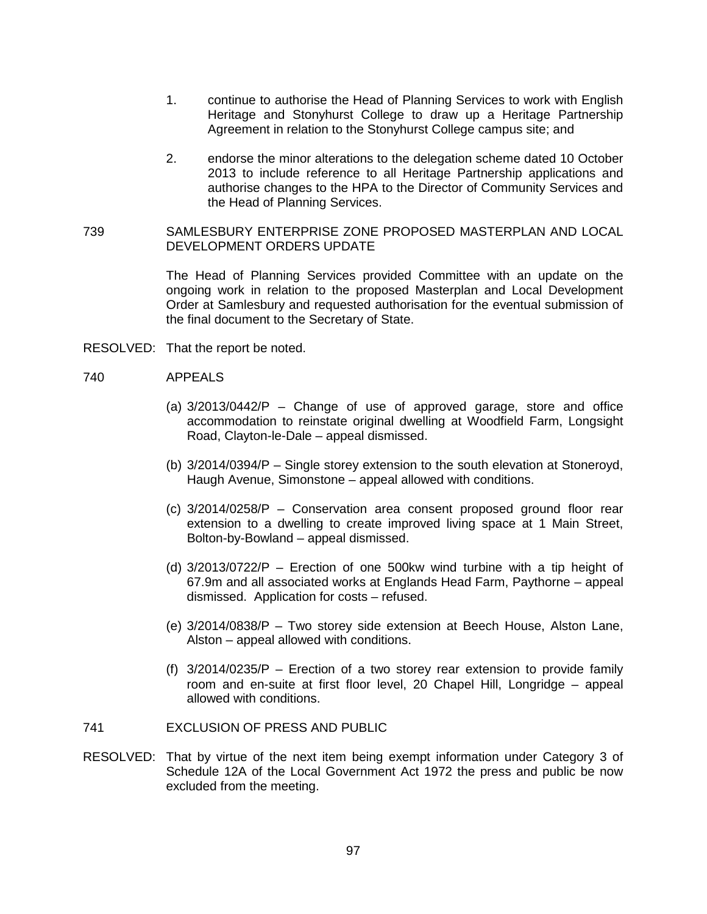1. continue to authorise the Head of Planning Services to work with English Heritage and Stonyhurst College to draw up a Heritage Partnership Agreement in relation to the Stonyhurst College campus site; and

2. endorse the minor alterations to the delegation scheme dated 10 October 2013 to include reference to all Heritage Partnership applications and authorise changes to the HPA to the Director of Community Services and the Head of Planning Services.

739 SAMLESBURY ENTERPRISE ZONE PROPOSED MASTERPLAN AND LOCAL DEVELOPMENT ORDERS UPDATE

The Head of Planning Services provided Committee with an update on the ongoing work in relation to the proposed Masterplan and Local Development Order at Samlesbury and requested authorisation for the eventual submission of the final document to the Secretary of State.

RESOLVED: That the report be noted.

740 APPEALS

(a) 3/2013/0442/P – Change of use of approved garage, store and office accommodation to reinstate original dwelling at Woodfield Farm, Longsight Road, Clayton-le-Dale – appeal dismissed.

(b) 3/2014/0394/P – Single storey extension to the south elevation at Stoneroyd, Haugh Avenue, Simonstone – appeal allowed with conditions.

(c) 3/2014/0258/P – Conservation area consent proposed ground floor rear extension to a dwelling to create improved living space at 1 Main Street, Bolton-by-Bowland – appeal dismissed.

(d) 3/2013/0722/P – Erection of one 500kw wind turbine with a tip height of 67.9m and all associated works at Englands Head Farm, Paythorne – appeal dismissed. Application for costs – refused.

(e) 3/2014/0838/P – Two storey side extension at Beech House, Alston Lane, Alston – appeal allowed with conditions.

(f) 3/2014/0235/P – Erection of a two storey rear extension to provide family room and en-suite at first floor level, 20 Chapel Hill, Longridge – appeal allowed with conditions.

741 EXCLUSION OF PRESS AND PUBLIC

RESOLVED: That by virtue of the next item being exempt information under Category 3 of Schedule 12A of the Local Government Act 1972 the press and public be now excluded from the meeting.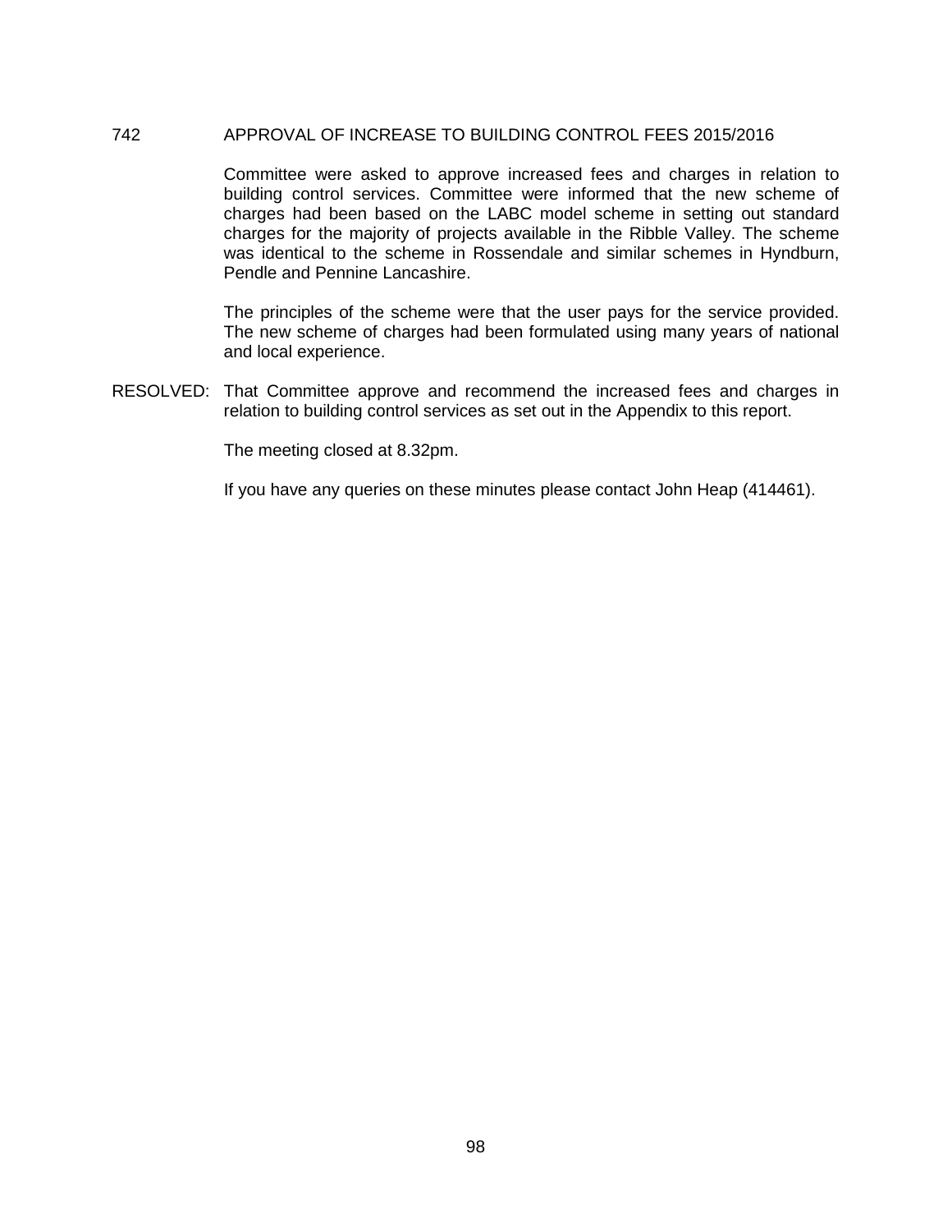742 APPROVAL OF INCREASE TO BUILDING CONTROL FEES 2015/2016

Committee were asked to approve increased fees and charges in relation to building control services. Committee were informed that the new scheme of charges had been based on the LABC model scheme in setting out standard charges for the majority of projects available in the Ribble Valley. The scheme was identical to the scheme in Rossendale and similar schemes in Hyndburn, Pendle and Pennine Lancashire.

The principles of the scheme were that the user pays for the service provided. The new scheme of charges had been formulated using many years of national and local experience.

RESOLVED: That Committee approve and recommend the increased fees and charges in relation to building control services as set out in the Appendix to this report.

The meeting closed at 8.32pm.

If you have any queries on these minutes please contact John Heap (414461).